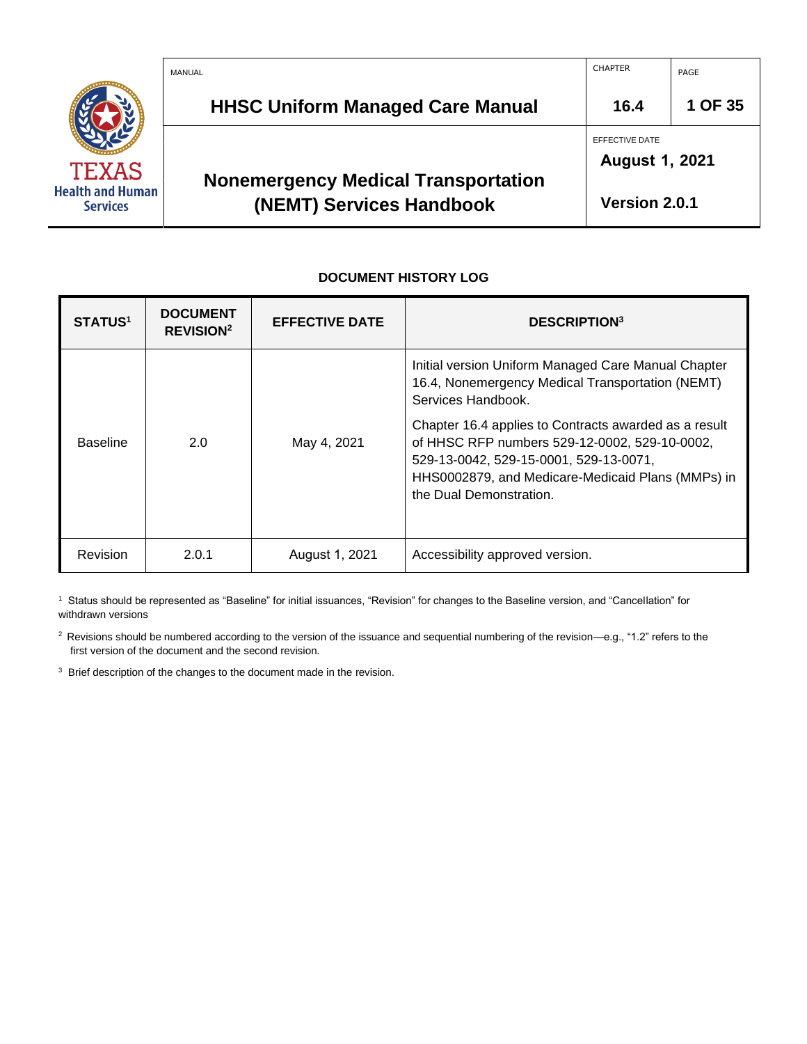# HHSC Uniform Managed Care Manual

| MANUAL | CHAPTER | PAGE |
|---|---|---|
| HHSC Uniform Managed Care Manual | 16.4 | 1 OF 35 |
| **Nonemergency Medical Transportation (NEMT) Services Handbook** | EFFECTIVE DATE: August 1, 2021 | Version 2.0.1 |

## DOCUMENT HISTORY LOG

| STATUS[1] | DOCUMENT REVISION[2] | EFFECTIVE DATE | DESCRIPTION[3] |
|---|---|---|---|
| Baseline | 2.0 | May 4, 2021 | Initial version Uniform Managed Care Manual Chapter 16.4, Nonemergency Medical Transportation (NEMT) Services Handbook. Chapter 16.4 applies to Contracts awarded as a result of HHSC RFP numbers 529-12-0002, 529-10-0002, 529-13-0042, 529-15-0001, 529-13-0071, HHS0002879, and Medicare-Medicaid Plans (MMPs) in the Dual Demonstration. |
| Revision | 2.0.1 | August 1, 2021 | Accessibility approved version. |

[1] Status should be represented as “Baseline” for initial issuances, “Revision” for changes to the Baseline version, and “Cancellation” for withdrawn versions

[2] Revisions should be numbered according to the version of the issuance and sequential numbering of the revision—e.g., “1.2” refers to the first version of the document and the second revision.

[3] Brief description of the changes to the document made in the revision.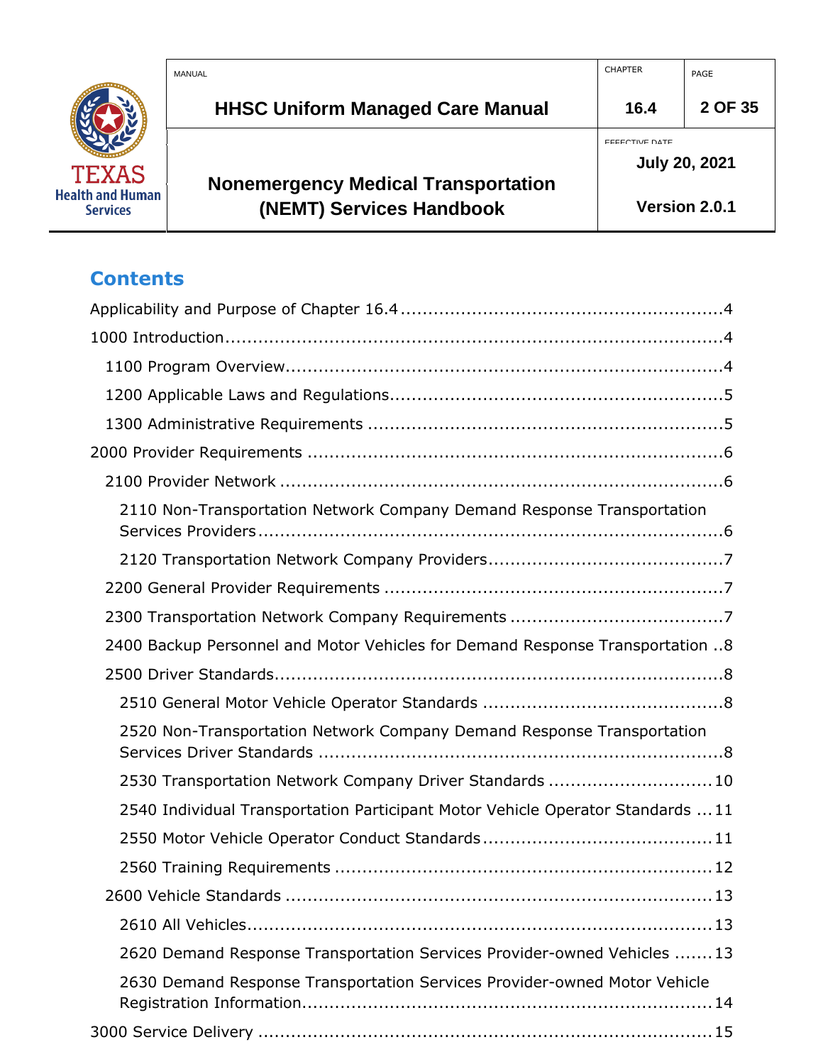## Contents

- Applicability and Purpose of Chapter 16.4 .......... 4
- 1000 Introduction .......... 4
  - 1100 Program Overview .......... 4
  - 1200 Applicable Laws and Regulations .......... 5
  - 1300 Administrative Requirements .......... 5
- 2000 Provider Requirements .......... 6
  - 2100 Provider Network .......... 6
    - 2110 Non-Transportation Network Company Demand Response Transportation Services Providers .......... 6
    - 2120 Transportation Network Company Providers .......... 7
  - 2200 General Provider Requirements .......... 7
  - 2300 Transportation Network Company Requirements .......... 7
  - 2400 Backup Personnel and Motor Vehicles for Demand Response Transportation .......... 8
  - 2500 Driver Standards .......... 8
    - 2510 General Motor Vehicle Operator Standards .......... 8
    - 2520 Non-Transportation Network Company Demand Response Transportation Services Driver Standards .......... 8
    - 2530 Transportation Network Company Driver Standards .......... 10
    - 2540 Individual Transportation Participant Motor Vehicle Operator Standards .......... 11
    - 2550 Motor Vehicle Operator Conduct Standards .......... 11
    - 2560 Training Requirements .......... 12
  - 2600 Vehicle Standards .......... 13
    - 2610 All Vehicles .......... 13
    - 2620 Demand Response Transportation Services Provider-owned Vehicles .......... 13
    - 2630 Demand Response Transportation Services Provider-owned Motor Vehicle Registration Information .......... 14
- 3000 Service Delivery .......... 15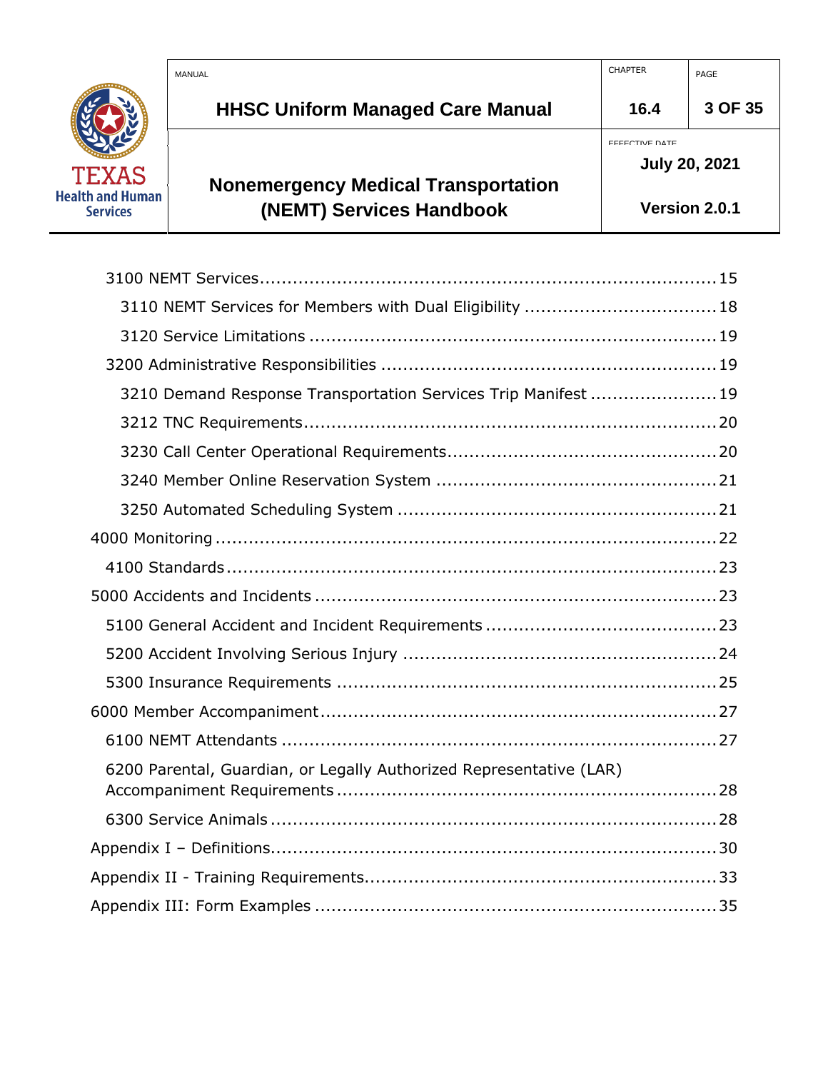3100 NEMT Services ..................................................................................... 15

3110 NEMT Services for Members with Dual Eligibility .................................. 18

3120 Service Limitations ......................................................................... 19

3200 Administrative Responsibilities ........................................................... 19

3210 Demand Response Transportation Services Trip Manifest ....................... 19

3212 TNC Requirements.......................................................................... 20

3230 Call Center Operational Requirements................................................. 20

3240 Member Online Reservation System ................................................... 21

3250 Automated Scheduling System ......................................................... 21

4000 Monitoring ........................................................................................... 22

4100 Standards......................................................................................... 23

5000 Accidents and Incidents ........................................................................ 23

5100 General Accident and Incident Requirements ......................................... 23

5200 Accident Involving Serious Injury ........................................................ 24

5300 Insurance Requirements .................................................................... 25

6000 Member Accompaniment....................................................................... 27

6100 NEMT Attendants .............................................................................. 27

6200 Parental, Guardian, or Legally Authorized Representative (LAR) Accompaniment Requirements ..................................................................... 28

6300 Service Animals ................................................................................. 28

Appendix I – Definitions................................................................................. 30

Appendix II - Training Requirements................................................................ 33

Appendix III: Form Examples ......................................................................... 35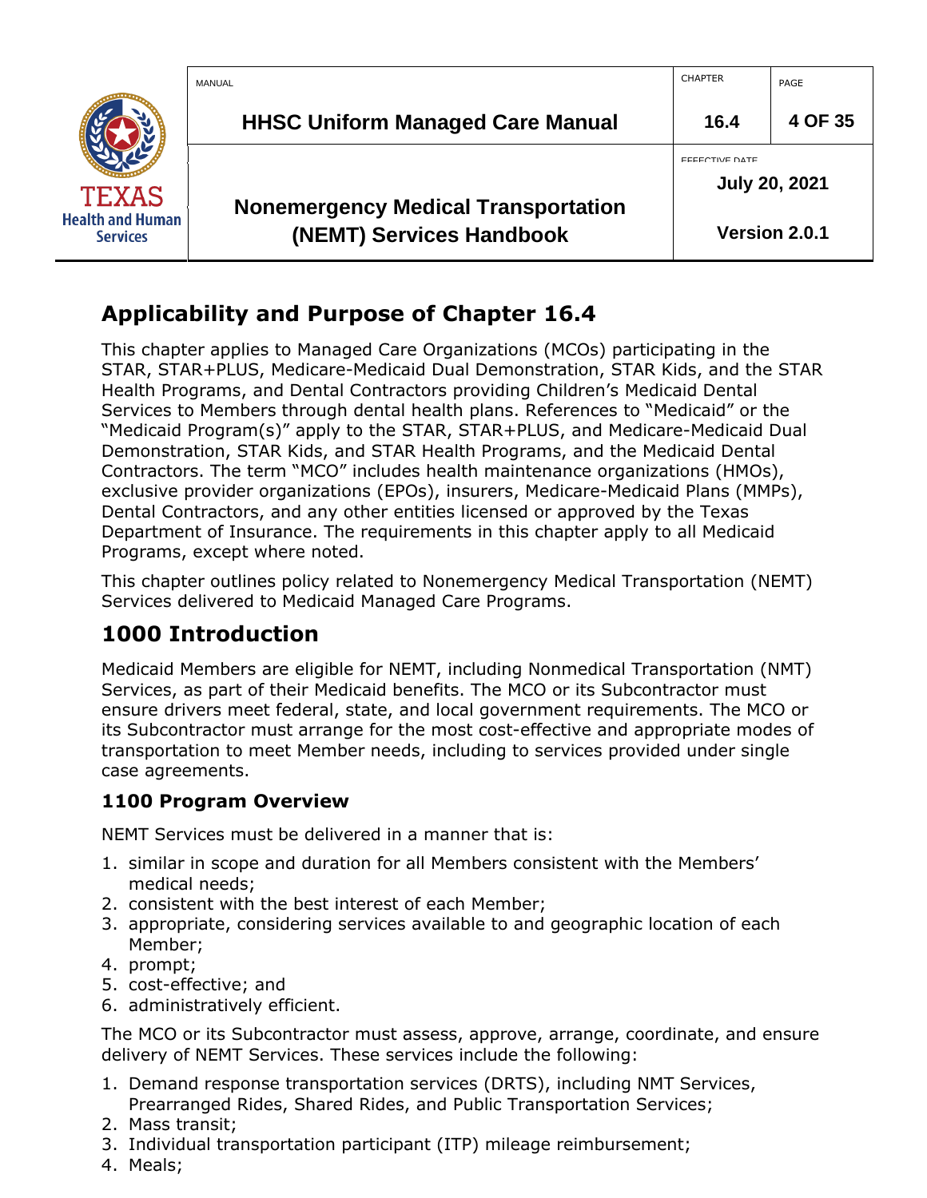## Applicability and Purpose of Chapter 16.4

This chapter applies to Managed Care Organizations (MCOs) participating in the STAR, STAR+PLUS, Medicare-Medicaid Dual Demonstration, STAR Kids, and the STAR Health Programs, and Dental Contractors providing Children's Medicaid Dental Services to Members through dental health plans. References to "Medicaid" or the "Medicaid Program(s)" apply to the STAR, STAR+PLUS, and Medicare-Medicaid Dual Demonstration, STAR Kids, and STAR Health Programs, and the Medicaid Dental Contractors. The term "MCO" includes health maintenance organizations (HMOs), exclusive provider organizations (EPOs), insurers, Medicare-Medicaid Plans (MMPs), Dental Contractors, and any other entities licensed or approved by the Texas Department of Insurance. The requirements in this chapter apply to all Medicaid Programs, except where noted.

This chapter outlines policy related to Nonemergency Medical Transportation (NEMT) Services delivered to Medicaid Managed Care Programs.

## 1000 Introduction

Medicaid Members are eligible for NEMT, including Nonmedical Transportation (NMT) Services, as part of their Medicaid benefits. The MCO or its Subcontractor must ensure drivers meet federal, state, and local government requirements. The MCO or its Subcontractor must arrange for the most cost-effective and appropriate modes of transportation to meet Member needs, including to services provided under single case agreements.

### 1100 Program Overview

NEMT Services must be delivered in a manner that is:

1. similar in scope and duration for all Members consistent with the Members' medical needs;
2. consistent with the best interest of each Member;
3. appropriate, considering services available to and geographic location of each Member;
4. prompt;
5. cost-effective; and
6. administratively efficient.

The MCO or its Subcontractor must assess, approve, arrange, coordinate, and ensure delivery of NEMT Services. These services include the following:

1. Demand response transportation services (DRTS), including NMT Services, Prearranged Rides, Shared Rides, and Public Transportation Services;
2. Mass transit;
3. Individual transportation participant (ITP) mileage reimbursement;
4. Meals;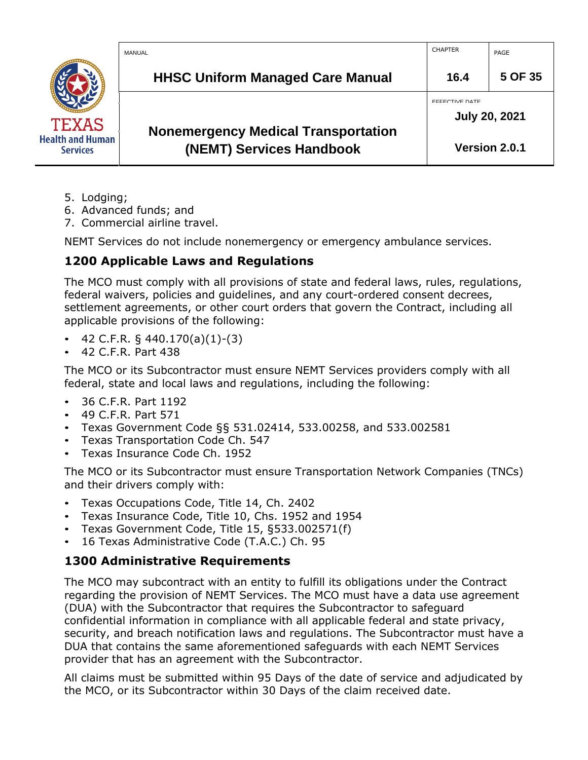5. Lodging;
6. Advanced funds; and
7. Commercial airline travel.

NEMT Services do not include nonemergency or emergency ambulance services.

## 1200 Applicable Laws and Regulations

The MCO must comply with all provisions of state and federal laws, rules, regulations, federal waivers, policies and guidelines, and any court-ordered consent decrees, settlement agreements, or other court orders that govern the Contract, including all applicable provisions of the following:

- 42 C.F.R. § 440.170(a)(1)-(3)
- 42 C.F.R. Part 438

The MCO or its Subcontractor must ensure NEMT Services providers comply with all federal, state and local laws and regulations, including the following:

- 36 C.F.R. Part 1192
- 49 C.F.R. Part 571
- Texas Government Code §§ 531.02414, 533.00258, and 533.002581
- Texas Transportation Code Ch. 547
- Texas Insurance Code Ch. 1952

The MCO or its Subcontractor must ensure Transportation Network Companies (TNCs) and their drivers comply with:

- Texas Occupations Code, Title 14, Ch. 2402
- Texas Insurance Code, Title 10, Chs. 1952 and 1954
- Texas Government Code, Title 15, §533.002571(f)
- 16 Texas Administrative Code (T.A.C.) Ch. 95

## 1300 Administrative Requirements

The MCO may subcontract with an entity to fulfill its obligations under the Contract regarding the provision of NEMT Services. The MCO must have a data use agreement (DUA) with the Subcontractor that requires the Subcontractor to safeguard confidential information in compliance with all applicable federal and state privacy, security, and breach notification laws and regulations. The Subcontractor must have a DUA that contains the same aforementioned safeguards with each NEMT Services provider that has an agreement with the Subcontractor.

All claims must be submitted within 95 Days of the date of service and adjudicated by the MCO, or its Subcontractor within 30 Days of the claim received date.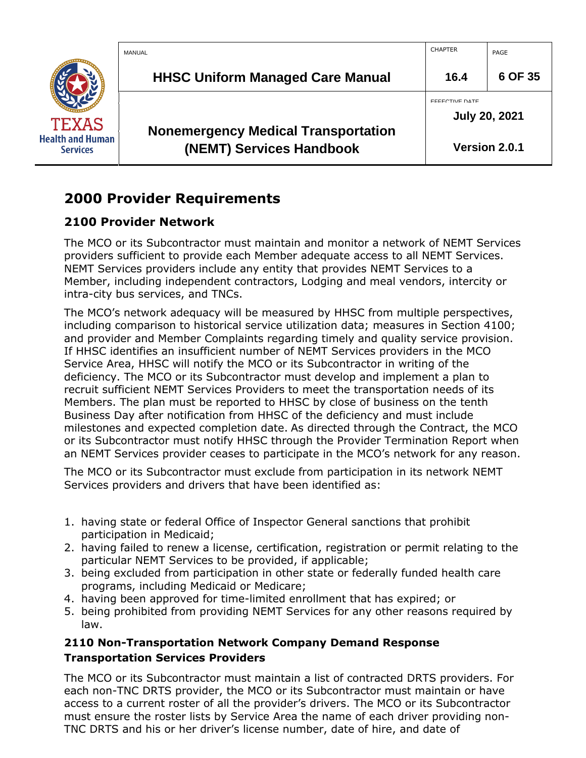# 2000 Provider Requirements

## 2100 Provider Network

The MCO or its Subcontractor must maintain and monitor a network of NEMT Services providers sufficient to provide each Member adequate access to all NEMT Services. NEMT Services providers include any entity that provides NEMT Services to a Member, including independent contractors, Lodging and meal vendors, intercity or intra-city bus services, and TNCs.

The MCO's network adequacy will be measured by HHSC from multiple perspectives, including comparison to historical service utilization data; measures in Section 4100; and provider and Member Complaints regarding timely and quality service provision. If HHSC identifies an insufficient number of NEMT Services providers in the MCO Service Area, HHSC will notify the MCO or its Subcontractor in writing of the deficiency. The MCO or its Subcontractor must develop and implement a plan to recruit sufficient NEMT Services Providers to meet the transportation needs of its Members. The plan must be reported to HHSC by close of business on the tenth Business Day after notification from HHSC of the deficiency and must include milestones and expected completion date. As directed through the Contract, the MCO or its Subcontractor must notify HHSC through the Provider Termination Report when an NEMT Services provider ceases to participate in the MCO's network for any reason.

The MCO or its Subcontractor must exclude from participation in its network NEMT Services providers and drivers that have been identified as:

1. having state or federal Office of Inspector General sanctions that prohibit participation in Medicaid;
2. having failed to renew a license, certification, registration or permit relating to the particular NEMT Services to be provided, if applicable;
3. being excluded from participation in other state or federally funded health care programs, including Medicaid or Medicare;
4. having been approved for time-limited enrollment that has expired; or
5. being prohibited from providing NEMT Services for any other reasons required by law.

### 2110 Non-Transportation Network Company Demand Response Transportation Services Providers

The MCO or its Subcontractor must maintain a list of contracted DRTS providers. For each non-TNC DRTS provider, the MCO or its Subcontractor must maintain or have access to a current roster of all the provider's drivers. The MCO or its Subcontractor must ensure the roster lists by Service Area the name of each driver providing non-TNC DRTS and his or her driver's license number, date of hire, and date of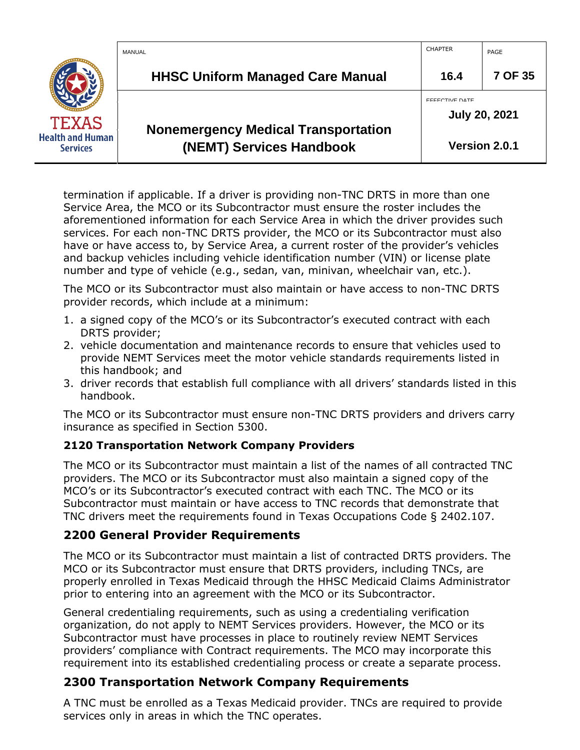termination if applicable. If a driver is providing non-TNC DRTS in more than one Service Area, the MCO or its Subcontractor must ensure the roster includes the aforementioned information for each Service Area in which the driver provides such services. For each non-TNC DRTS provider, the MCO or its Subcontractor must also have or have access to, by Service Area, a current roster of the provider's vehicles and backup vehicles including vehicle identification number (VIN) or license plate number and type of vehicle (e.g., sedan, van, minivan, wheelchair van, etc.).

The MCO or its Subcontractor must also maintain or have access to non-TNC DRTS provider records, which include at a minimum:

1. a signed copy of the MCO's or its Subcontractor's executed contract with each DRTS provider;
2. vehicle documentation and maintenance records to ensure that vehicles used to provide NEMT Services meet the motor vehicle standards requirements listed in this handbook; and
3. driver records that establish full compliance with all drivers' standards listed in this handbook.

The MCO or its Subcontractor must ensure non-TNC DRTS providers and drivers carry insurance as specified in Section 5300.

### 2120 Transportation Network Company Providers

The MCO or its Subcontractor must maintain a list of the names of all contracted TNC providers. The MCO or its Subcontractor must also maintain a signed copy of the MCO's or its Subcontractor's executed contract with each TNC. The MCO or its Subcontractor must maintain or have access to TNC records that demonstrate that TNC drivers meet the requirements found in Texas Occupations Code § 2402.107.

## 2200 General Provider Requirements

The MCO or its Subcontractor must maintain a list of contracted DRTS providers. The MCO or its Subcontractor must ensure that DRTS providers, including TNCs, are properly enrolled in Texas Medicaid through the HHSC Medicaid Claims Administrator prior to entering into an agreement with the MCO or its Subcontractor.

General credentialing requirements, such as using a credentialing verification organization, do not apply to NEMT Services providers. However, the MCO or its Subcontractor must have processes in place to routinely review NEMT Services providers' compliance with Contract requirements. The MCO may incorporate this requirement into its established credentialing process or create a separate process.

## 2300 Transportation Network Company Requirements

A TNC must be enrolled as a Texas Medicaid provider. TNCs are required to provide services only in areas in which the TNC operates.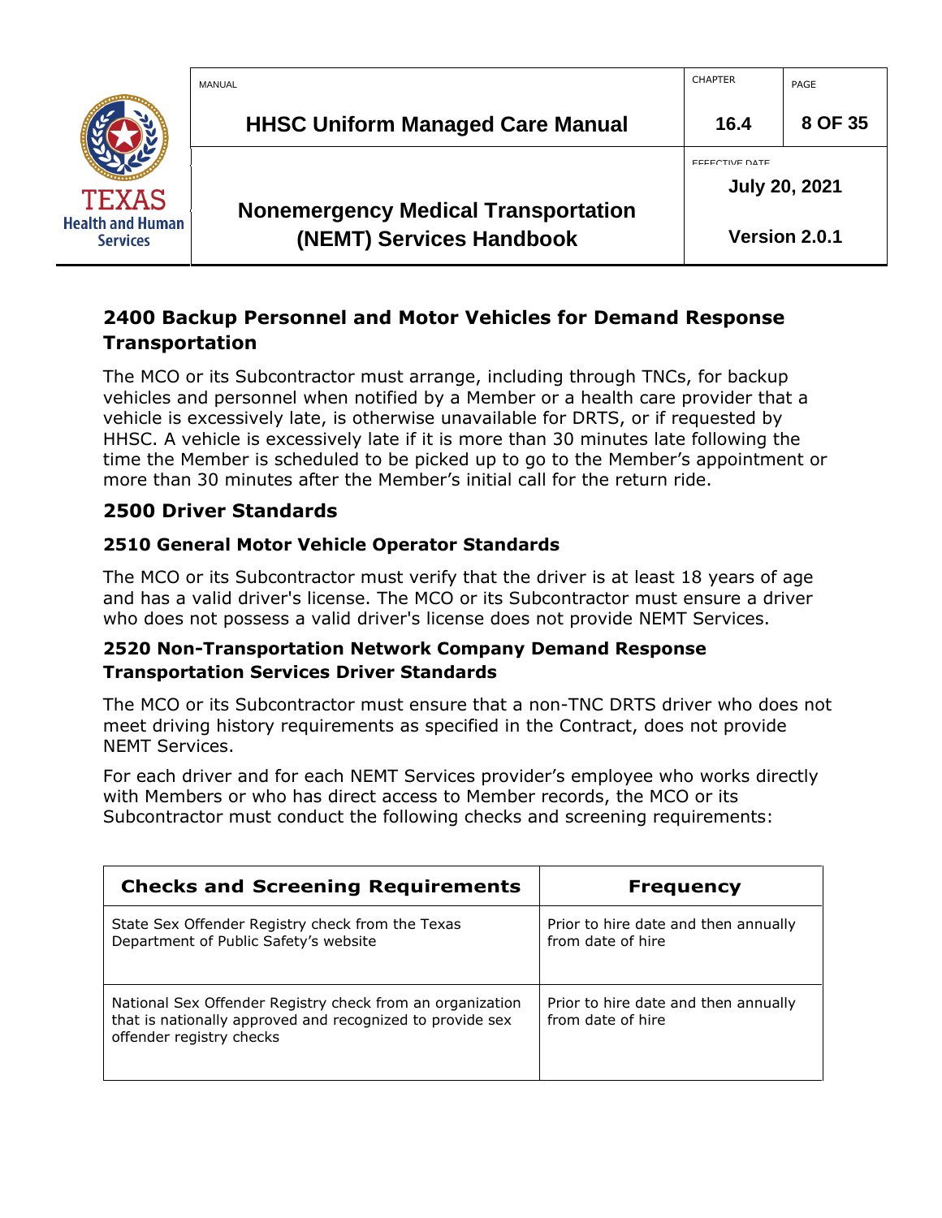## 2400 Backup Personnel and Motor Vehicles for Demand Response Transportation

The MCO or its Subcontractor must arrange, including through TNCs, for backup vehicles and personnel when notified by a Member or a health care provider that a vehicle is excessively late, is otherwise unavailable for DRTS, or if requested by HHSC. A vehicle is excessively late if it is more than 30 minutes late following the time the Member is scheduled to be picked up to go to the Member's appointment or more than 30 minutes after the Member's initial call for the return ride.

## 2500 Driver Standards

### 2510 General Motor Vehicle Operator Standards

The MCO or its Subcontractor must verify that the driver is at least 18 years of age and has a valid driver's license. The MCO or its Subcontractor must ensure a driver who does not possess a valid driver's license does not provide NEMT Services.

### 2520 Non-Transportation Network Company Demand Response Transportation Services Driver Standards

The MCO or its Subcontractor must ensure that a non-TNC DRTS driver who does not meet driving history requirements as specified in the Contract, does not provide NEMT Services.

For each driver and for each NEMT Services provider's employee who works directly with Members or who has direct access to Member records, the MCO or its Subcontractor must conduct the following checks and screening requirements:

| Checks and Screening Requirements | Frequency |
|---|---|
| State Sex Offender Registry check from the Texas Department of Public Safety's website | Prior to hire date and then annually from date of hire |
| National Sex Offender Registry check from an organization that is nationally approved and recognized to provide sex offender registry checks | Prior to hire date and then annually from date of hire |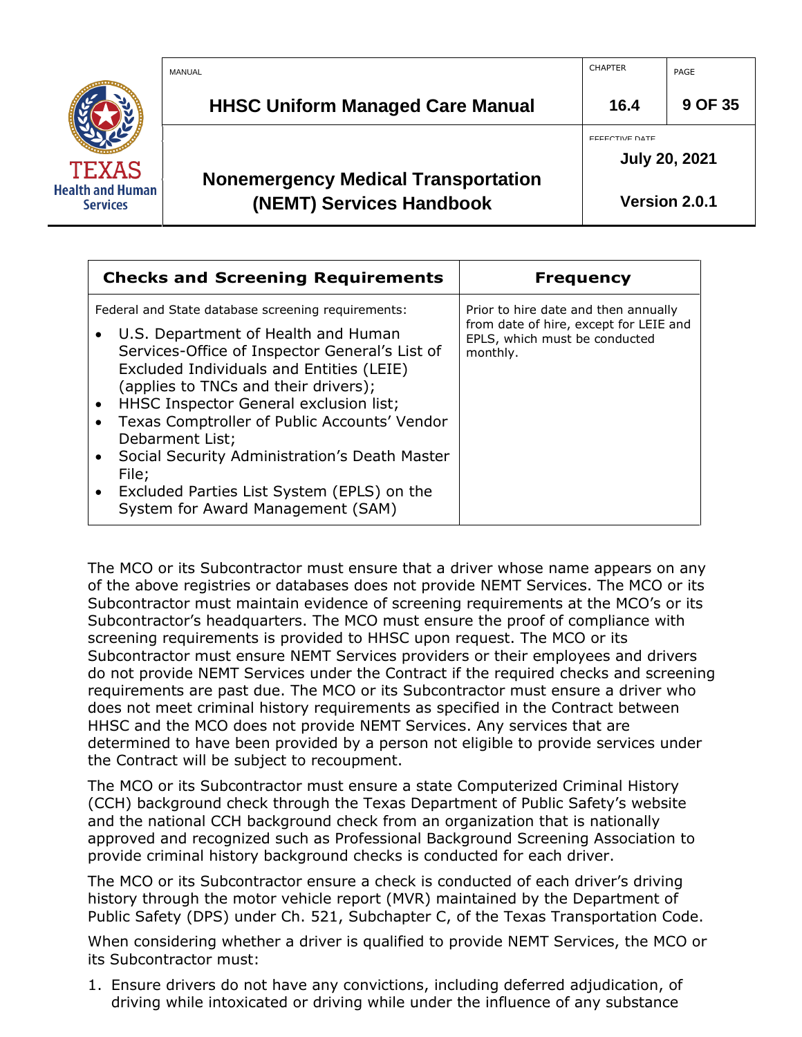| Checks and Screening Requirements | Frequency |
|---|---|
| Federal and State database screening requirements:<br>• U.S. Department of Health and Human Services-Office of Inspector General's List of Excluded Individuals and Entities (LEIE) (applies to TNCs and their drivers);<br>• HHSC Inspector General exclusion list;<br>• Texas Comptroller of Public Accounts' Vendor Debarment List;<br>• Social Security Administration's Death Master File;<br>• Excluded Parties List System (EPLS) on the System for Award Management (SAM) | Prior to hire date and then annually from date of hire, except for LEIE and EPLS, which must be conducted monthly. |

The MCO or its Subcontractor must ensure that a driver whose name appears on any of the above registries or databases does not provide NEMT Services. The MCO or its Subcontractor must maintain evidence of screening requirements at the MCO's or its Subcontractor's headquarters. The MCO must ensure the proof of compliance with screening requirements is provided to HHSC upon request. The MCO or its Subcontractor must ensure NEMT Services providers or their employees and drivers do not provide NEMT Services under the Contract if the required checks and screening requirements are past due. The MCO or its Subcontractor must ensure a driver who does not meet criminal history requirements as specified in the Contract between HHSC and the MCO does not provide NEMT Services. Any services that are determined to have been provided by a person not eligible to provide services under the Contract will be subject to recoupment.

The MCO or its Subcontractor must ensure a state Computerized Criminal History (CCH) background check through the Texas Department of Public Safety's website and the national CCH background check from an organization that is nationally approved and recognized such as Professional Background Screening Association to provide criminal history background checks is conducted for each driver.

The MCO or its Subcontractor ensure a check is conducted of each driver's driving history through the motor vehicle report (MVR) maintained by the Department of Public Safety (DPS) under Ch. 521, Subchapter C, of the Texas Transportation Code.

When considering whether a driver is qualified to provide NEMT Services, the MCO or its Subcontractor must:

1. Ensure drivers do not have any convictions, including deferred adjudication, of driving while intoxicated or driving while under the influence of any substance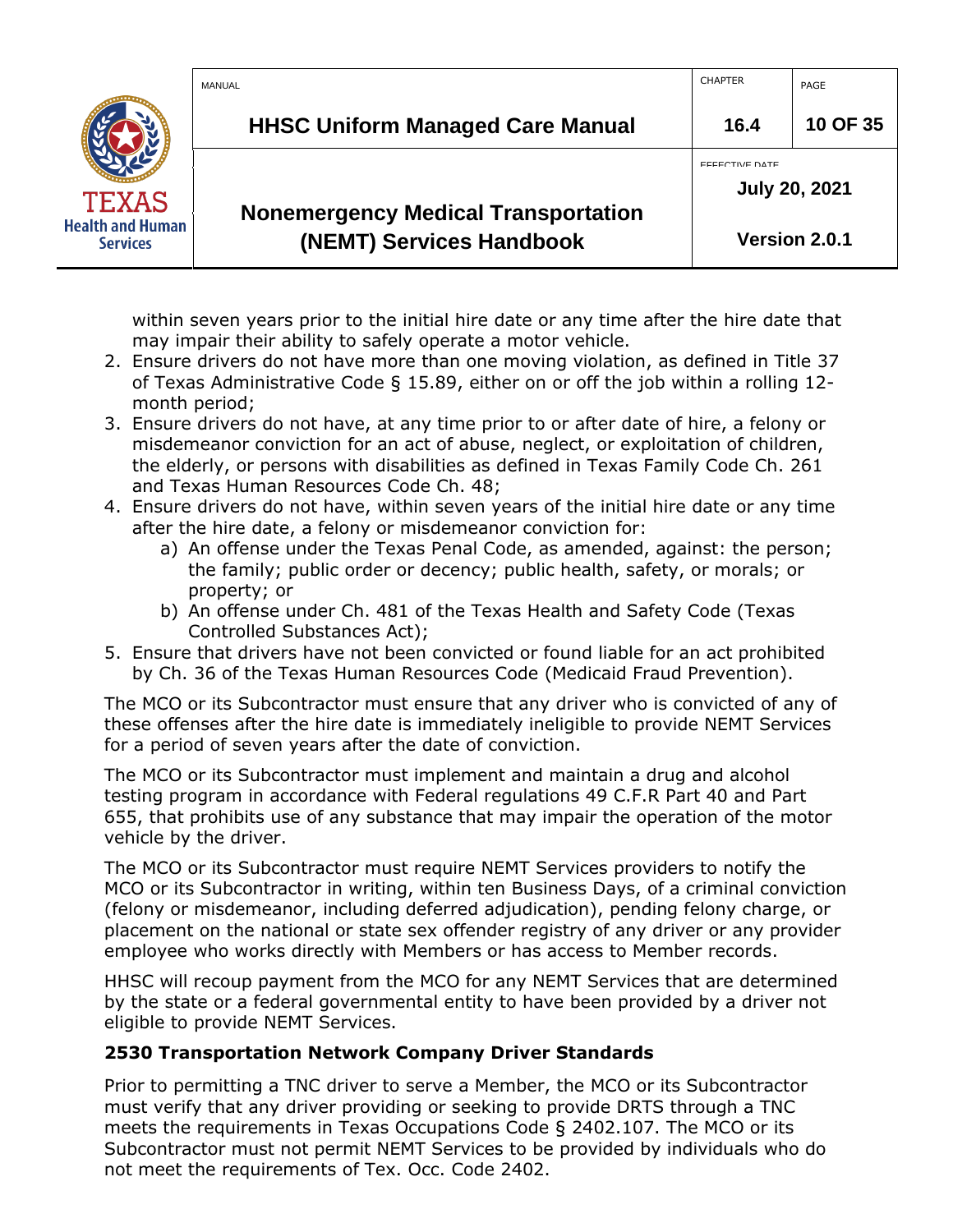within seven years prior to the initial hire date or any time after the hire date that may impair their ability to safely operate a motor vehicle.

2. Ensure drivers do not have more than one moving violation, as defined in Title 37 of Texas Administrative Code § 15.89, either on or off the job within a rolling 12-month period;
3. Ensure drivers do not have, at any time prior to or after date of hire, a felony or misdemeanor conviction for an act of abuse, neglect, or exploitation of children, the elderly, or persons with disabilities as defined in Texas Family Code Ch. 261 and Texas Human Resources Code Ch. 48;
4. Ensure drivers do not have, within seven years of the initial hire date or any time after the hire date, a felony or misdemeanor conviction for:
   a) An offense under the Texas Penal Code, as amended, against: the person; the family; public order or decency; public health, safety, or morals; or property; or
   b) An offense under Ch. 481 of the Texas Health and Safety Code (Texas Controlled Substances Act);
5. Ensure that drivers have not been convicted or found liable for an act prohibited by Ch. 36 of the Texas Human Resources Code (Medicaid Fraud Prevention).

The MCO or its Subcontractor must ensure that any driver who is convicted of any of these offenses after the hire date is immediately ineligible to provide NEMT Services for a period of seven years after the date of conviction.

The MCO or its Subcontractor must implement and maintain a drug and alcohol testing program in accordance with Federal regulations 49 C.F.R Part 40 and Part 655, that prohibits use of any substance that may impair the operation of the motor vehicle by the driver.

The MCO or its Subcontractor must require NEMT Services providers to notify the MCO or its Subcontractor in writing, within ten Business Days, of a criminal conviction (felony or misdemeanor, including deferred adjudication), pending felony charge, or placement on the national or state sex offender registry of any driver or any provider employee who works directly with Members or has access to Member records.

HHSC will recoup payment from the MCO for any NEMT Services that are determined by the state or a federal governmental entity to have been provided by a driver not eligible to provide NEMT Services.

### 2530 Transportation Network Company Driver Standards

Prior to permitting a TNC driver to serve a Member, the MCO or its Subcontractor must verify that any driver providing or seeking to provide DRTS through a TNC meets the requirements in Texas Occupations Code § 2402.107. The MCO or its Subcontractor must not permit NEMT Services to be provided by individuals who do not meet the requirements of Tex. Occ. Code 2402.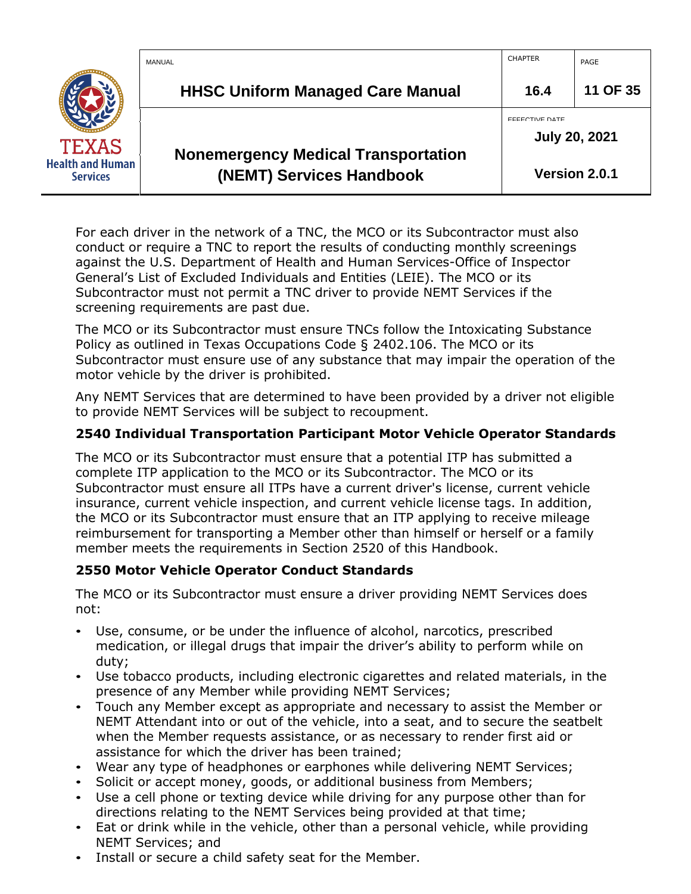For each driver in the network of a TNC, the MCO or its Subcontractor must also conduct or require a TNC to report the results of conducting monthly screenings against the U.S. Department of Health and Human Services-Office of Inspector General's List of Excluded Individuals and Entities (LEIE). The MCO or its Subcontractor must not permit a TNC driver to provide NEMT Services if the screening requirements are past due.

The MCO or its Subcontractor must ensure TNCs follow the Intoxicating Substance Policy as outlined in Texas Occupations Code § 2402.106. The MCO or its Subcontractor must ensure use of any substance that may impair the operation of the motor vehicle by the driver is prohibited.

Any NEMT Services that are determined to have been provided by a driver not eligible to provide NEMT Services will be subject to recoupment.

## 2540 Individual Transportation Participant Motor Vehicle Operator Standards

The MCO or its Subcontractor must ensure that a potential ITP has submitted a complete ITP application to the MCO or its Subcontractor. The MCO or its Subcontractor must ensure all ITPs have a current driver's license, current vehicle insurance, current vehicle inspection, and current vehicle license tags. In addition, the MCO or its Subcontractor must ensure that an ITP applying to receive mileage reimbursement for transporting a Member other than himself or herself or a family member meets the requirements in Section 2520 of this Handbook.

## 2550 Motor Vehicle Operator Conduct Standards

The MCO or its Subcontractor must ensure a driver providing NEMT Services does not:

- Use, consume, or be under the influence of alcohol, narcotics, prescribed medication, or illegal drugs that impair the driver's ability to perform while on duty;
- Use tobacco products, including electronic cigarettes and related materials, in the presence of any Member while providing NEMT Services;
- Touch any Member except as appropriate and necessary to assist the Member or NEMT Attendant into or out of the vehicle, into a seat, and to secure the seatbelt when the Member requests assistance, or as necessary to render first aid or assistance for which the driver has been trained;
- Wear any type of headphones or earphones while delivering NEMT Services;
- Solicit or accept money, goods, or additional business from Members;
- Use a cell phone or texting device while driving for any purpose other than for directions relating to the NEMT Services being provided at that time;
- Eat or drink while in the vehicle, other than a personal vehicle, while providing NEMT Services; and
- Install or secure a child safety seat for the Member.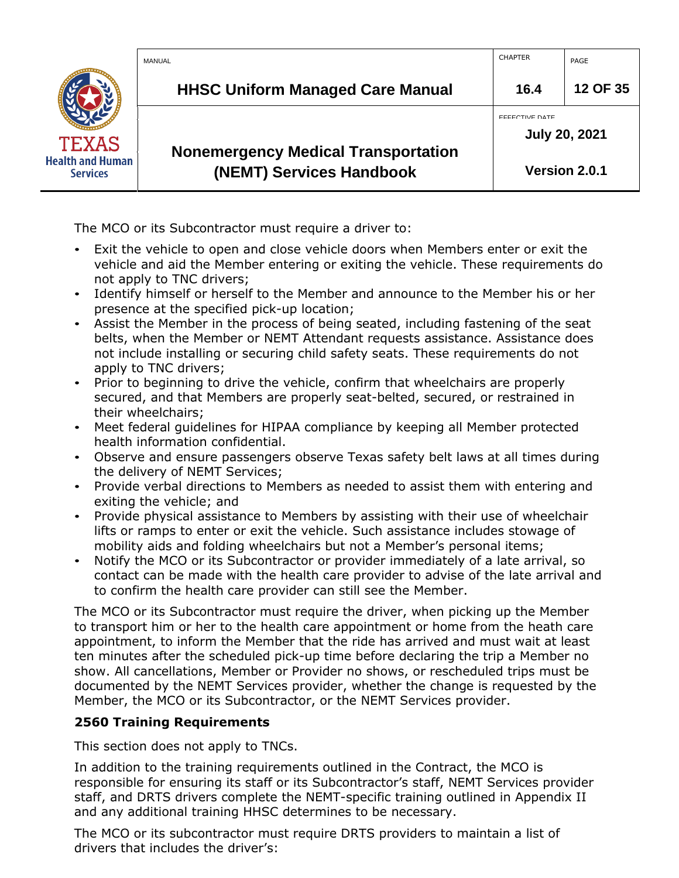The MCO or its Subcontractor must require a driver to:

- Exit the vehicle to open and close vehicle doors when Members enter or exit the vehicle and aid the Member entering or exiting the vehicle. These requirements do not apply to TNC drivers;
- Identify himself or herself to the Member and announce to the Member his or her presence at the specified pick-up location;
- Assist the Member in the process of being seated, including fastening of the seat belts, when the Member or NEMT Attendant requests assistance. Assistance does not include installing or securing child safety seats. These requirements do not apply to TNC drivers;
- Prior to beginning to drive the vehicle, confirm that wheelchairs are properly secured, and that Members are properly seat-belted, secured, or restrained in their wheelchairs;
- Meet federal guidelines for HIPAA compliance by keeping all Member protected health information confidential.
- Observe and ensure passengers observe Texas safety belt laws at all times during the delivery of NEMT Services;
- Provide verbal directions to Members as needed to assist them with entering and exiting the vehicle; and
- Provide physical assistance to Members by assisting with their use of wheelchair lifts or ramps to enter or exit the vehicle. Such assistance includes stowage of mobility aids and folding wheelchairs but not a Member's personal items;
- Notify the MCO or its Subcontractor or provider immediately of a late arrival, so contact can be made with the health care provider to advise of the late arrival and to confirm the health care provider can still see the Member.

The MCO or its Subcontractor must require the driver, when picking up the Member to transport him or her to the health care appointment or home from the heath care appointment, to inform the Member that the ride has arrived and must wait at least ten minutes after the scheduled pick-up time before declaring the trip a Member no show. All cancellations, Member or Provider no shows, or rescheduled trips must be documented by the NEMT Services provider, whether the change is requested by the Member, the MCO or its Subcontractor, or the NEMT Services provider.

## 2560 Training Requirements

This section does not apply to TNCs.

In addition to the training requirements outlined in the Contract, the MCO is responsible for ensuring its staff or its Subcontractor's staff, NEMT Services provider staff, and DRTS drivers complete the NEMT-specific training outlined in Appendix II and any additional training HHSC determines to be necessary.

The MCO or its subcontractor must require DRTS providers to maintain a list of drivers that includes the driver's: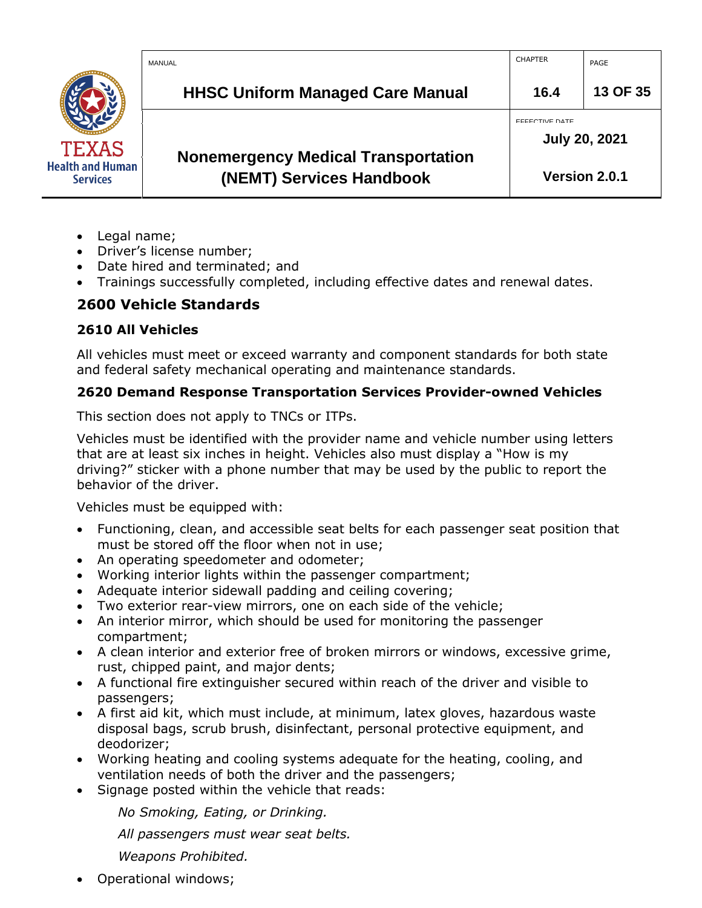- Legal name;
- Driver's license number;
- Date hired and terminated; and
- Trainings successfully completed, including effective dates and renewal dates.

## 2600 Vehicle Standards

### 2610 All Vehicles

All vehicles must meet or exceed warranty and component standards for both state and federal safety mechanical operating and maintenance standards.

### 2620 Demand Response Transportation Services Provider-owned Vehicles

This section does not apply to TNCs or ITPs.

Vehicles must be identified with the provider name and vehicle number using letters that are at least six inches in height. Vehicles also must display a "How is my driving?" sticker with a phone number that may be used by the public to report the behavior of the driver.

Vehicles must be equipped with:

- Functioning, clean, and accessible seat belts for each passenger seat position that must be stored off the floor when not in use;
- An operating speedometer and odometer;
- Working interior lights within the passenger compartment;
- Adequate interior sidewall padding and ceiling covering;
- Two exterior rear-view mirrors, one on each side of the vehicle;
- An interior mirror, which should be used for monitoring the passenger compartment;
- A clean interior and exterior free of broken mirrors or windows, excessive grime, rust, chipped paint, and major dents;
- A functional fire extinguisher secured within reach of the driver and visible to passengers;
- A first aid kit, which must include, at minimum, latex gloves, hazardous waste disposal bags, scrub brush, disinfectant, personal protective equipment, and deodorizer;
- Working heating and cooling systems adequate for the heating, cooling, and ventilation needs of both the driver and the passengers;
- Signage posted within the vehicle that reads:

  *No Smoking, Eating, or Drinking.*

  *All passengers must wear seat belts.*

  *Weapons Prohibited.*

- Operational windows;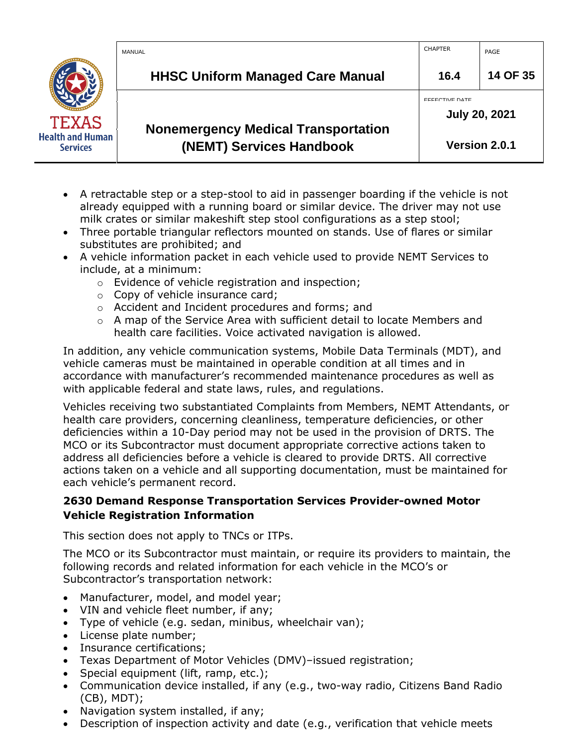- A retractable step or a step-stool to aid in passenger boarding if the vehicle is not already equipped with a running board or similar device. The driver may not use milk crates or similar makeshift step stool configurations as a step stool;
- Three portable triangular reflectors mounted on stands. Use of flares or similar substitutes are prohibited; and
- A vehicle information packet in each vehicle used to provide NEMT Services to include, at a minimum:
  - Evidence of vehicle registration and inspection;
  - Copy of vehicle insurance card;
  - Accident and Incident procedures and forms; and
  - A map of the Service Area with sufficient detail to locate Members and health care facilities. Voice activated navigation is allowed.

In addition, any vehicle communication systems, Mobile Data Terminals (MDT), and vehicle cameras must be maintained in operable condition at all times and in accordance with manufacturer's recommended maintenance procedures as well as with applicable federal and state laws, rules, and regulations.

Vehicles receiving two substantiated Complaints from Members, NEMT Attendants, or health care providers, concerning cleanliness, temperature deficiencies, or other deficiencies within a 10-Day period may not be used in the provision of DRTS. The MCO or its Subcontractor must document appropriate corrective actions taken to address all deficiencies before a vehicle is cleared to provide DRTS. All corrective actions taken on a vehicle and all supporting documentation, must be maintained for each vehicle's permanent record.

### 2630 Demand Response Transportation Services Provider-owned Motor Vehicle Registration Information

This section does not apply to TNCs or ITPs.

The MCO or its Subcontractor must maintain, or require its providers to maintain, the following records and related information for each vehicle in the MCO's or Subcontractor's transportation network:

- Manufacturer, model, and model year;
- VIN and vehicle fleet number, if any;
- Type of vehicle (e.g. sedan, minibus, wheelchair van);
- License plate number;
- Insurance certifications;
- Texas Department of Motor Vehicles (DMV)–issued registration;
- Special equipment (lift, ramp, etc.);
- Communication device installed, if any (e.g., two-way radio, Citizens Band Radio (CB), MDT);
- Navigation system installed, if any;
- Description of inspection activity and date (e.g., verification that vehicle meets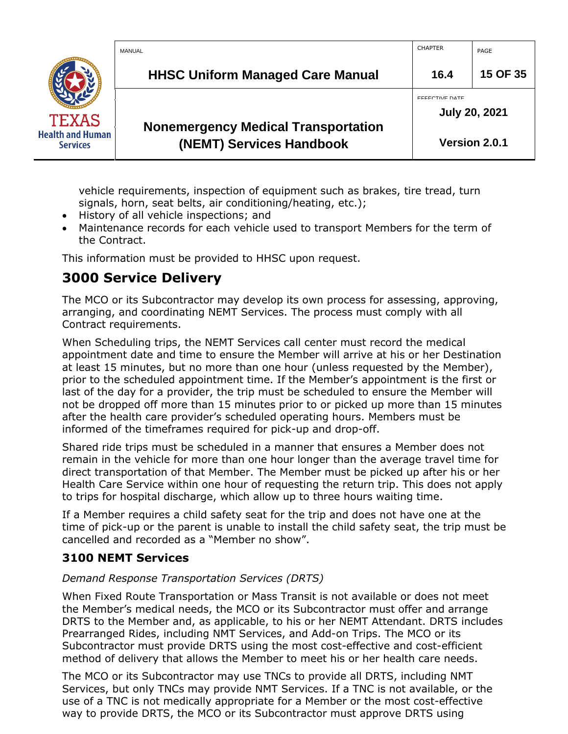vehicle requirements, inspection of equipment such as brakes, tire tread, turn signals, horn, seat belts, air conditioning/heating, etc.);

- History of all vehicle inspections; and
- Maintenance records for each vehicle used to transport Members for the term of the Contract.

This information must be provided to HHSC upon request.

# 3000 Service Delivery

The MCO or its Subcontractor may develop its own process for assessing, approving, arranging, and coordinating NEMT Services. The process must comply with all Contract requirements.

When Scheduling trips, the NEMT Services call center must record the medical appointment date and time to ensure the Member will arrive at his or her Destination at least 15 minutes, but no more than one hour (unless requested by the Member), prior to the scheduled appointment time. If the Member's appointment is the first or last of the day for a provider, the trip must be scheduled to ensure the Member will not be dropped off more than 15 minutes prior to or picked up more than 15 minutes after the health care provider's scheduled operating hours. Members must be informed of the timeframes required for pick-up and drop-off.

Shared ride trips must be scheduled in a manner that ensures a Member does not remain in the vehicle for more than one hour longer than the average travel time for direct transportation of that Member. The Member must be picked up after his or her Health Care Service within one hour of requesting the return trip. This does not apply to trips for hospital discharge, which allow up to three hours waiting time.

If a Member requires a child safety seat for the trip and does not have one at the time of pick-up or the parent is unable to install the child safety seat, the trip must be cancelled and recorded as a "Member no show".

## 3100 NEMT Services

*Demand Response Transportation Services (DRTS)*

When Fixed Route Transportation or Mass Transit is not available or does not meet the Member's medical needs, the MCO or its Subcontractor must offer and arrange DRTS to the Member and, as applicable, to his or her NEMT Attendant. DRTS includes Prearranged Rides, including NMT Services, and Add-on Trips. The MCO or its Subcontractor must provide DRTS using the most cost-effective and cost-efficient method of delivery that allows the Member to meet his or her health care needs.

The MCO or its Subcontractor may use TNCs to provide all DRTS, including NMT Services, but only TNCs may provide NMT Services. If a TNC is not available, or the use of a TNC is not medically appropriate for a Member or the most cost-effective way to provide DRTS, the MCO or its Subcontractor must approve DRTS using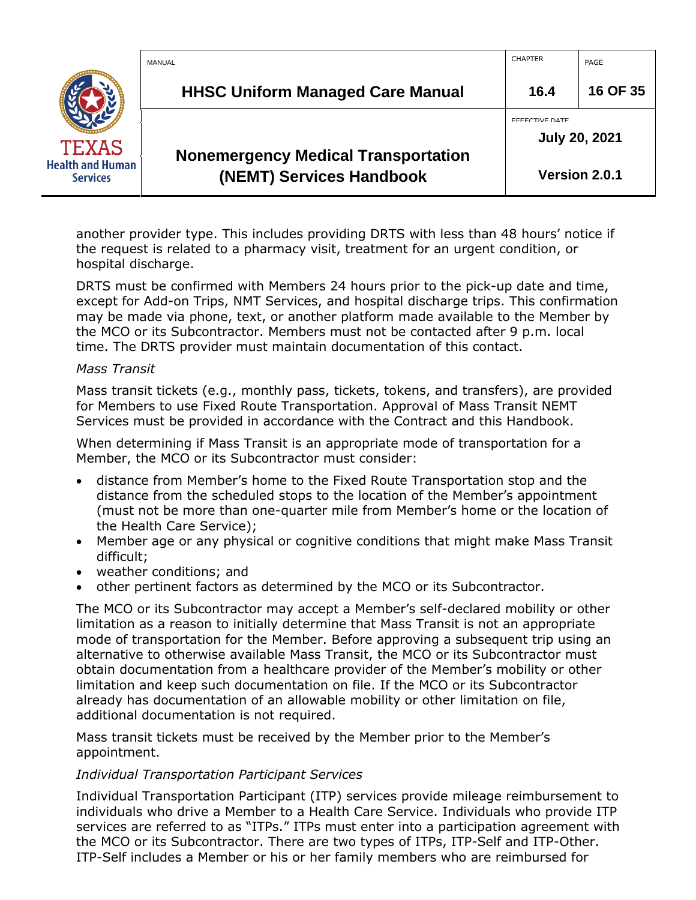another provider type. This includes providing DRTS with less than 48 hours' notice if the request is related to a pharmacy visit, treatment for an urgent condition, or hospital discharge.

DRTS must be confirmed with Members 24 hours prior to the pick-up date and time, except for Add-on Trips, NMT Services, and hospital discharge trips. This confirmation may be made via phone, text, or another platform made available to the Member by the MCO or its Subcontractor. Members must not be contacted after 9 p.m. local time. The DRTS provider must maintain documentation of this contact.

*Mass Transit*

Mass transit tickets (e.g., monthly pass, tickets, tokens, and transfers), are provided for Members to use Fixed Route Transportation. Approval of Mass Transit NEMT Services must be provided in accordance with the Contract and this Handbook.

When determining if Mass Transit is an appropriate mode of transportation for a Member, the MCO or its Subcontractor must consider:

- distance from Member's home to the Fixed Route Transportation stop and the distance from the scheduled stops to the location of the Member's appointment (must not be more than one-quarter mile from Member's home or the location of the Health Care Service);
- Member age or any physical or cognitive conditions that might make Mass Transit difficult;
- weather conditions; and
- other pertinent factors as determined by the MCO or its Subcontractor.

The MCO or its Subcontractor may accept a Member's self-declared mobility or other limitation as a reason to initially determine that Mass Transit is not an appropriate mode of transportation for the Member. Before approving a subsequent trip using an alternative to otherwise available Mass Transit, the MCO or its Subcontractor must obtain documentation from a healthcare provider of the Member's mobility or other limitation and keep such documentation on file. If the MCO or its Subcontractor already has documentation of an allowable mobility or other limitation on file, additional documentation is not required.

Mass transit tickets must be received by the Member prior to the Member's appointment.

*Individual Transportation Participant Services*

Individual Transportation Participant (ITP) services provide mileage reimbursement to individuals who drive a Member to a Health Care Service. Individuals who provide ITP services are referred to as "ITPs." ITPs must enter into a participation agreement with the MCO or its Subcontractor. There are two types of ITPs, ITP-Self and ITP-Other. ITP-Self includes a Member or his or her family members who are reimbursed for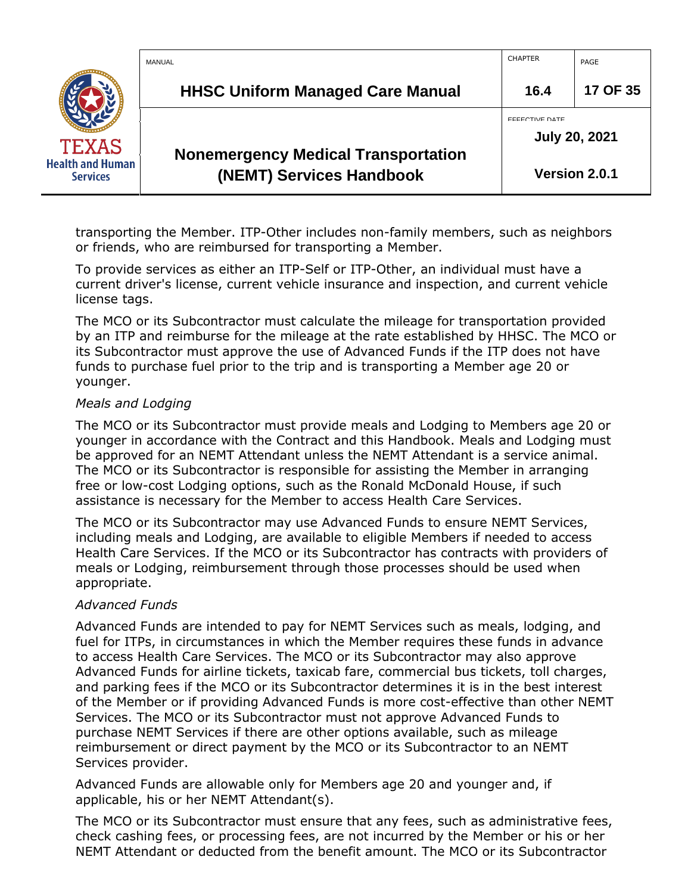transporting the Member. ITP-Other includes non-family members, such as neighbors or friends, who are reimbursed for transporting a Member.

To provide services as either an ITP-Self or ITP-Other, an individual must have a current driver's license, current vehicle insurance and inspection, and current vehicle license tags.

The MCO or its Subcontractor must calculate the mileage for transportation provided by an ITP and reimburse for the mileage at the rate established by HHSC. The MCO or its Subcontractor must approve the use of Advanced Funds if the ITP does not have funds to purchase fuel prior to the trip and is transporting a Member age 20 or younger.

*Meals and Lodging*

The MCO or its Subcontractor must provide meals and Lodging to Members age 20 or younger in accordance with the Contract and this Handbook. Meals and Lodging must be approved for an NEMT Attendant unless the NEMT Attendant is a service animal. The MCO or its Subcontractor is responsible for assisting the Member in arranging free or low-cost Lodging options, such as the Ronald McDonald House, if such assistance is necessary for the Member to access Health Care Services.

The MCO or its Subcontractor may use Advanced Funds to ensure NEMT Services, including meals and Lodging, are available to eligible Members if needed to access Health Care Services. If the MCO or its Subcontractor has contracts with providers of meals or Lodging, reimbursement through those processes should be used when appropriate.

*Advanced Funds*

Advanced Funds are intended to pay for NEMT Services such as meals, lodging, and fuel for ITPs, in circumstances in which the Member requires these funds in advance to access Health Care Services. The MCO or its Subcontractor may also approve Advanced Funds for airline tickets, taxicab fare, commercial bus tickets, toll charges, and parking fees if the MCO or its Subcontractor determines it is in the best interest of the Member or if providing Advanced Funds is more cost-effective than other NEMT Services. The MCO or its Subcontractor must not approve Advanced Funds to purchase NEMT Services if there are other options available, such as mileage reimbursement or direct payment by the MCO or its Subcontractor to an NEMT Services provider.

Advanced Funds are allowable only for Members age 20 and younger and, if applicable, his or her NEMT Attendant(s).

The MCO or its Subcontractor must ensure that any fees, such as administrative fees, check cashing fees, or processing fees, are not incurred by the Member or his or her NEMT Attendant or deducted from the benefit amount. The MCO or its Subcontractor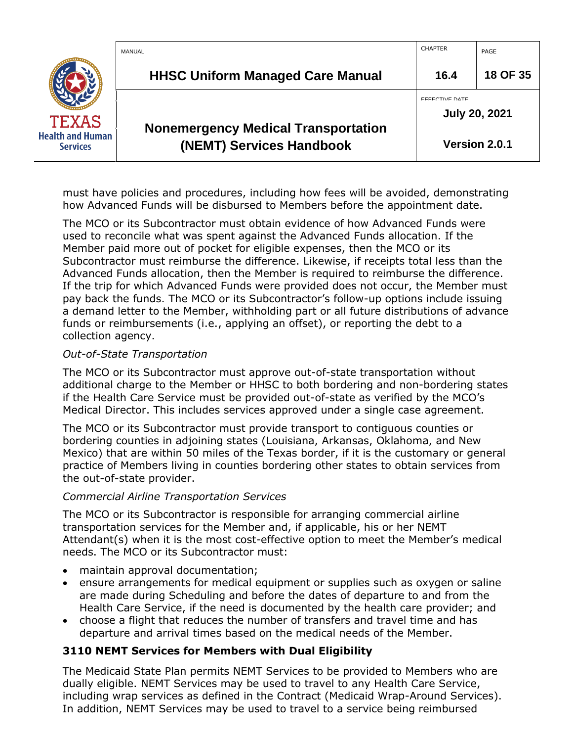must have policies and procedures, including how fees will be avoided, demonstrating how Advanced Funds will be disbursed to Members before the appointment date.

The MCO or its Subcontractor must obtain evidence of how Advanced Funds were used to reconcile what was spent against the Advanced Funds allocation. If the Member paid more out of pocket for eligible expenses, then the MCO or its Subcontractor must reimburse the difference. Likewise, if receipts total less than the Advanced Funds allocation, then the Member is required to reimburse the difference. If the trip for which Advanced Funds were provided does not occur, the Member must pay back the funds. The MCO or its Subcontractor's follow-up options include issuing a demand letter to the Member, withholding part or all future distributions of advance funds or reimbursements (i.e., applying an offset), or reporting the debt to a collection agency.

*Out-of-State Transportation*

The MCO or its Subcontractor must approve out-of-state transportation without additional charge to the Member or HHSC to both bordering and non-bordering states if the Health Care Service must be provided out-of-state as verified by the MCO's Medical Director. This includes services approved under a single case agreement.

The MCO or its Subcontractor must provide transport to contiguous counties or bordering counties in adjoining states (Louisiana, Arkansas, Oklahoma, and New Mexico) that are within 50 miles of the Texas border, if it is the customary or general practice of Members living in counties bordering other states to obtain services from the out-of-state provider.

*Commercial Airline Transportation Services*

The MCO or its Subcontractor is responsible for arranging commercial airline transportation services for the Member and, if applicable, his or her NEMT Attendant(s) when it is the most cost-effective option to meet the Member's medical needs. The MCO or its Subcontractor must:

- maintain approval documentation;
- ensure arrangements for medical equipment or supplies such as oxygen or saline are made during Scheduling and before the dates of departure to and from the Health Care Service, if the need is documented by the health care provider; and
- choose a flight that reduces the number of transfers and travel time and has departure and arrival times based on the medical needs of the Member.

### 3110 NEMT Services for Members with Dual Eligibility

The Medicaid State Plan permits NEMT Services to be provided to Members who are dually eligible. NEMT Services may be used to travel to any Health Care Service, including wrap services as defined in the Contract (Medicaid Wrap-Around Services). In addition, NEMT Services may be used to travel to a service being reimbursed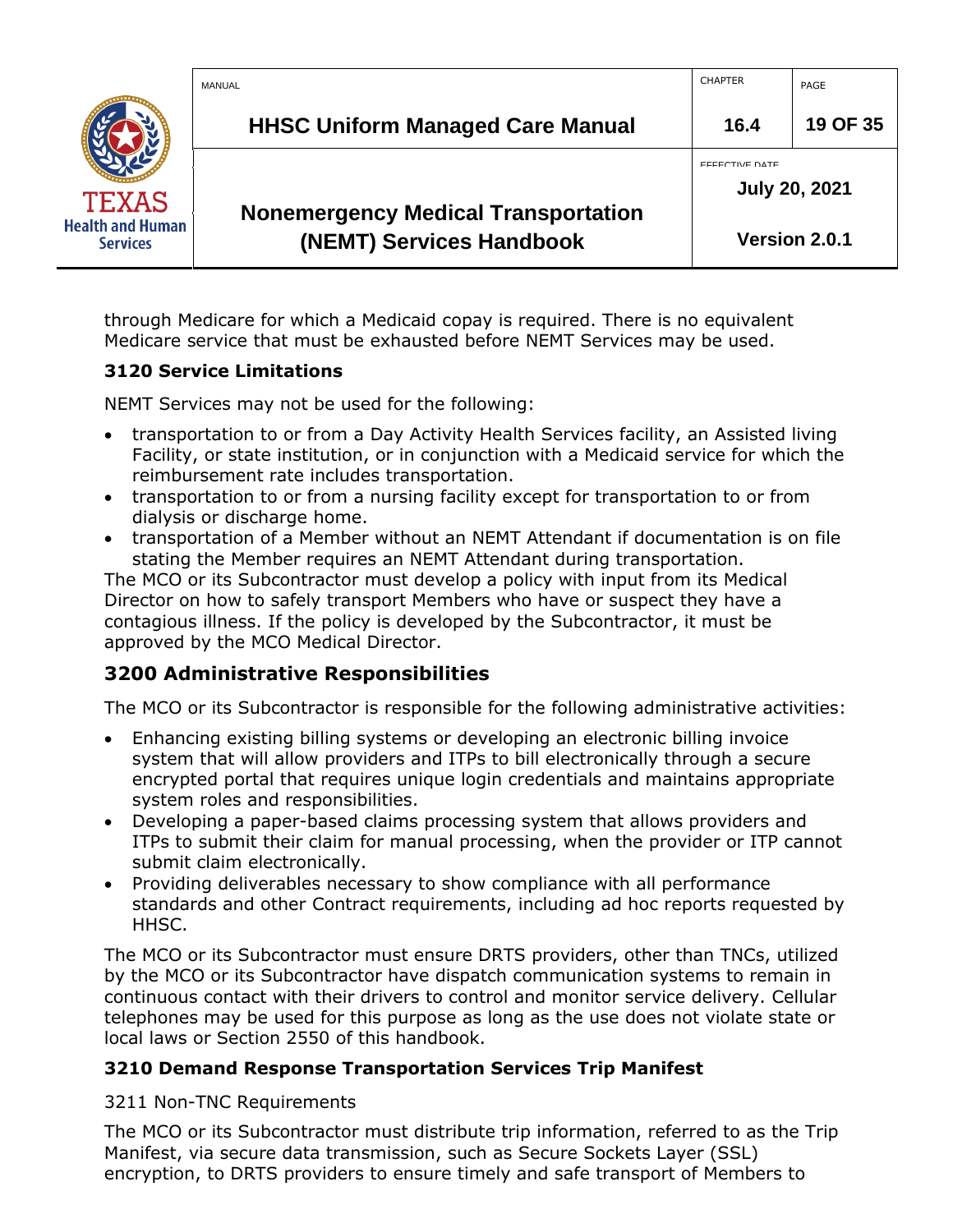through Medicare for which a Medicaid copay is required. There is no equivalent Medicare service that must be exhausted before NEMT Services may be used.

### 3120 Service Limitations

NEMT Services may not be used for the following:

- transportation to or from a Day Activity Health Services facility, an Assisted living Facility, or state institution, or in conjunction with a Medicaid service for which the reimbursement rate includes transportation.
- transportation to or from a nursing facility except for transportation to or from dialysis or discharge home.
- transportation of a Member without an NEMT Attendant if documentation is on file stating the Member requires an NEMT Attendant during transportation.

The MCO or its Subcontractor must develop a policy with input from its Medical Director on how to safely transport Members who have or suspect they have a contagious illness. If the policy is developed by the Subcontractor, it must be approved by the MCO Medical Director.

## 3200 Administrative Responsibilities

The MCO or its Subcontractor is responsible for the following administrative activities:

- Enhancing existing billing systems or developing an electronic billing invoice system that will allow providers and ITPs to bill electronically through a secure encrypted portal that requires unique login credentials and maintains appropriate system roles and responsibilities.
- Developing a paper-based claims processing system that allows providers and ITPs to submit their claim for manual processing, when the provider or ITP cannot submit claim electronically.
- Providing deliverables necessary to show compliance with all performance standards and other Contract requirements, including ad hoc reports requested by HHSC.

The MCO or its Subcontractor must ensure DRTS providers, other than TNCs, utilized by the MCO or its Subcontractor have dispatch communication systems to remain in continuous contact with their drivers to control and monitor service delivery. Cellular telephones may be used for this purpose as long as the use does not violate state or local laws or Section 2550 of this handbook.

### 3210 Demand Response Transportation Services Trip Manifest

3211 Non-TNC Requirements

The MCO or its Subcontractor must distribute trip information, referred to as the Trip Manifest, via secure data transmission, such as Secure Sockets Layer (SSL) encryption, to DRTS providers to ensure timely and safe transport of Members to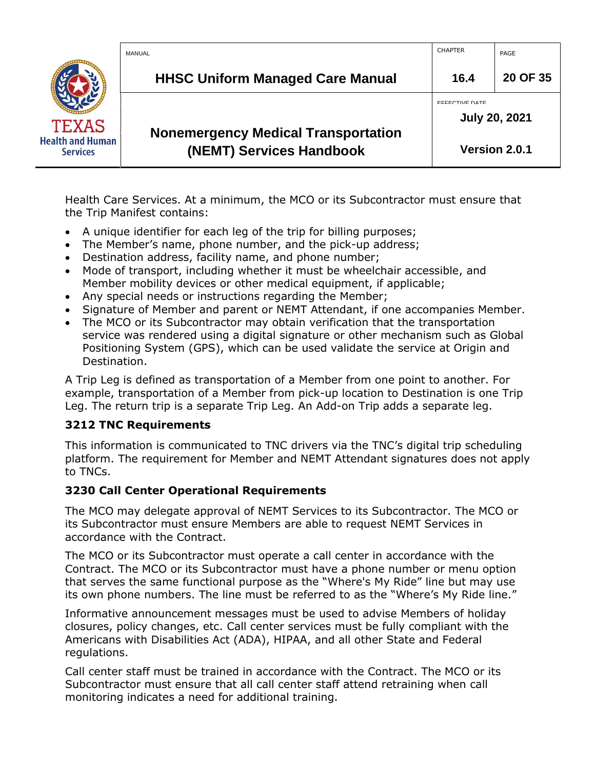Health Care Services. At a minimum, the MCO or its Subcontractor must ensure that the Trip Manifest contains:

- A unique identifier for each leg of the trip for billing purposes;
- The Member's name, phone number, and the pick-up address;
- Destination address, facility name, and phone number;
- Mode of transport, including whether it must be wheelchair accessible, and Member mobility devices or other medical equipment, if applicable;
- Any special needs or instructions regarding the Member;
- Signature of Member and parent or NEMT Attendant, if one accompanies Member.
- The MCO or its Subcontractor may obtain verification that the transportation service was rendered using a digital signature or other mechanism such as Global Positioning System (GPS), which can be used validate the service at Origin and Destination.

A Trip Leg is defined as transportation of a Member from one point to another. For example, transportation of a Member from pick-up location to Destination is one Trip Leg. The return trip is a separate Trip Leg. An Add-on Trip adds a separate leg.

**3212 TNC Requirements**

This information is communicated to TNC drivers via the TNC's digital trip scheduling platform. The requirement for Member and NEMT Attendant signatures does not apply to TNCs.

**3230 Call Center Operational Requirements**

The MCO may delegate approval of NEMT Services to its Subcontractor. The MCO or its Subcontractor must ensure Members are able to request NEMT Services in accordance with the Contract.

The MCO or its Subcontractor must operate a call center in accordance with the Contract. The MCO or its Subcontractor must have a phone number or menu option that serves the same functional purpose as the "Where's My Ride" line but may use its own phone numbers. The line must be referred to as the "Where's My Ride line."

Informative announcement messages must be used to advise Members of holiday closures, policy changes, etc. Call center services must be fully compliant with the Americans with Disabilities Act (ADA), HIPAA, and all other State and Federal regulations.

Call center staff must be trained in accordance with the Contract. The MCO or its Subcontractor must ensure that all call center staff attend retraining when call monitoring indicates a need for additional training.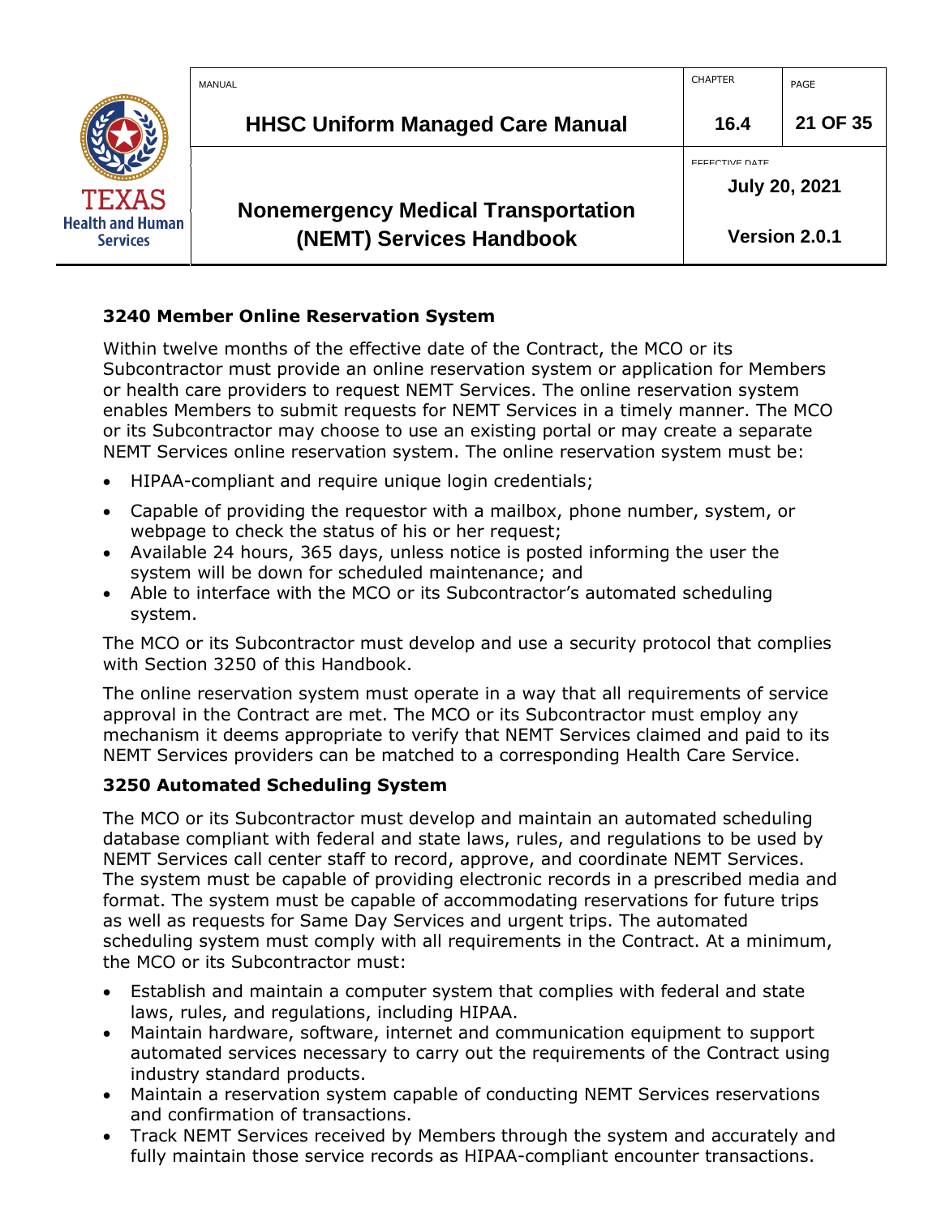### 3240 Member Online Reservation System

Within twelve months of the effective date of the Contract, the MCO or its Subcontractor must provide an online reservation system or application for Members or health care providers to request NEMT Services. The online reservation system enables Members to submit requests for NEMT Services in a timely manner. The MCO or its Subcontractor may choose to use an existing portal or may create a separate NEMT Services online reservation system. The online reservation system must be:

- HIPAA-compliant and require unique login credentials;
- Capable of providing the requestor with a mailbox, phone number, system, or webpage to check the status of his or her request;
- Available 24 hours, 365 days, unless notice is posted informing the user the system will be down for scheduled maintenance; and
- Able to interface with the MCO or its Subcontractor's automated scheduling system.

The MCO or its Subcontractor must develop and use a security protocol that complies with Section 3250 of this Handbook.

The online reservation system must operate in a way that all requirements of service approval in the Contract are met. The MCO or its Subcontractor must employ any mechanism it deems appropriate to verify that NEMT Services claimed and paid to its NEMT Services providers can be matched to a corresponding Health Care Service.

### 3250 Automated Scheduling System

The MCO or its Subcontractor must develop and maintain an automated scheduling database compliant with federal and state laws, rules, and regulations to be used by NEMT Services call center staff to record, approve, and coordinate NEMT Services. The system must be capable of providing electronic records in a prescribed media and format. The system must be capable of accommodating reservations for future trips as well as requests for Same Day Services and urgent trips. The automated scheduling system must comply with all requirements in the Contract. At a minimum, the MCO or its Subcontractor must:

- Establish and maintain a computer system that complies with federal and state laws, rules, and regulations, including HIPAA.
- Maintain hardware, software, internet and communication equipment to support automated services necessary to carry out the requirements of the Contract using industry standard products.
- Maintain a reservation system capable of conducting NEMT Services reservations and confirmation of transactions.
- Track NEMT Services received by Members through the system and accurately and fully maintain those service records as HIPAA-compliant encounter transactions.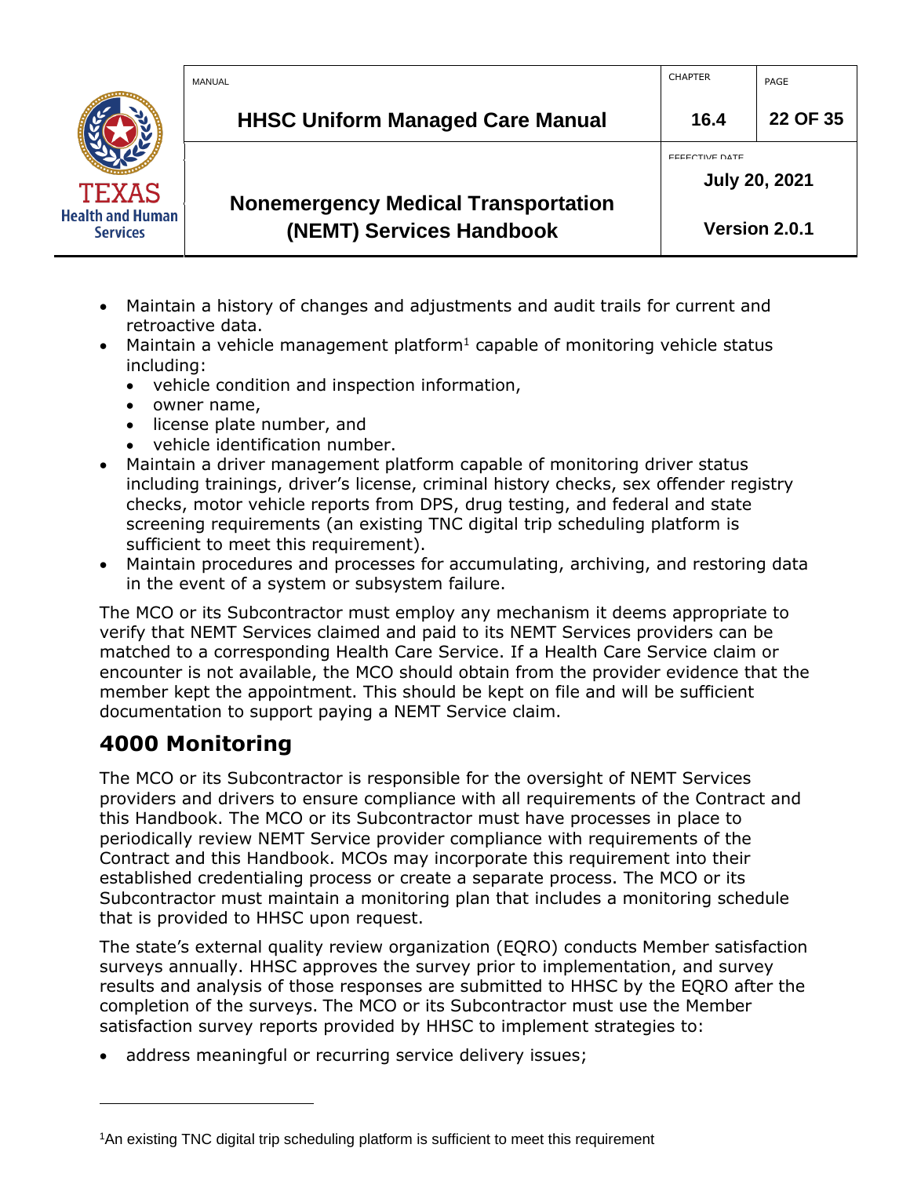- Maintain a history of changes and adjustments and audit trails for current and retroactive data.
- Maintain a vehicle management platform[1] capable of monitoring vehicle status including:
  - vehicle condition and inspection information,
  - owner name,
  - license plate number, and
  - vehicle identification number.
- Maintain a driver management platform capable of monitoring driver status including trainings, driver's license, criminal history checks, sex offender registry checks, motor vehicle reports from DPS, drug testing, and federal and state screening requirements (an existing TNC digital trip scheduling platform is sufficient to meet this requirement).
- Maintain procedures and processes for accumulating, archiving, and restoring data in the event of a system or subsystem failure.

The MCO or its Subcontractor must employ any mechanism it deems appropriate to verify that NEMT Services claimed and paid to its NEMT Services providers can be matched to a corresponding Health Care Service. If a Health Care Service claim or encounter is not available, the MCO should obtain from the provider evidence that the member kept the appointment. This should be kept on file and will be sufficient documentation to support paying a NEMT Service claim.

## 4000 Monitoring

The MCO or its Subcontractor is responsible for the oversight of NEMT Services providers and drivers to ensure compliance with all requirements of the Contract and this Handbook. The MCO or its Subcontractor must have processes in place to periodically review NEMT Service provider compliance with requirements of the Contract and this Handbook. MCOs may incorporate this requirement into their established credentialing process or create a separate process. The MCO or its Subcontractor must maintain a monitoring plan that includes a monitoring schedule that is provided to HHSC upon request.

The state's external quality review organization (EQRO) conducts Member satisfaction surveys annually. HHSC approves the survey prior to implementation, and survey results and analysis of those responses are submitted to HHSC by the EQRO after the completion of the surveys. The MCO or its Subcontractor must use the Member satisfaction survey reports provided by HHSC to implement strategies to:

- address meaningful or recurring service delivery issues;

---

[1] An existing TNC digital trip scheduling platform is sufficient to meet this requirement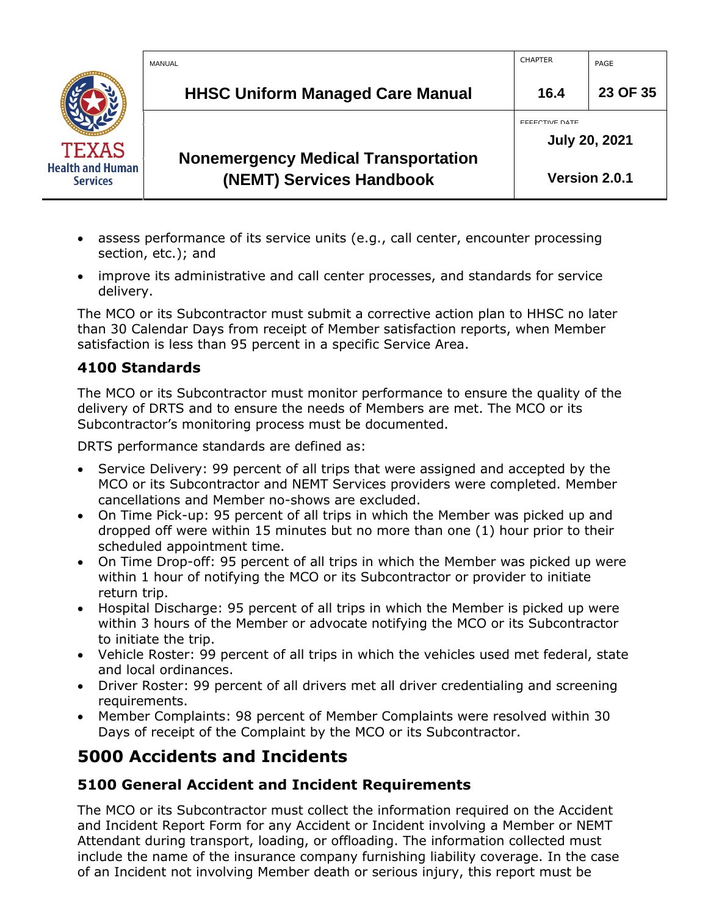- assess performance of its service units (e.g., call center, encounter processing section, etc.); and
- improve its administrative and call center processes, and standards for service delivery.

The MCO or its Subcontractor must submit a corrective action plan to HHSC no later than 30 Calendar Days from receipt of Member satisfaction reports, when Member satisfaction is less than 95 percent in a specific Service Area.

### 4100 Standards

The MCO or its Subcontractor must monitor performance to ensure the quality of the delivery of DRTS and to ensure the needs of Members are met. The MCO or its Subcontractor's monitoring process must be documented.

DRTS performance standards are defined as:

- Service Delivery: 99 percent of all trips that were assigned and accepted by the MCO or its Subcontractor and NEMT Services providers were completed. Member cancellations and Member no-shows are excluded.
- On Time Pick-up: 95 percent of all trips in which the Member was picked up and dropped off were within 15 minutes but no more than one (1) hour prior to their scheduled appointment time.
- On Time Drop-off: 95 percent of all trips in which the Member was picked up were within 1 hour of notifying the MCO or its Subcontractor or provider to initiate return trip.
- Hospital Discharge: 95 percent of all trips in which the Member is picked up were within 3 hours of the Member or advocate notifying the MCO or its Subcontractor to initiate the trip.
- Vehicle Roster: 99 percent of all trips in which the vehicles used met federal, state and local ordinances.
- Driver Roster: 99 percent of all drivers met all driver credentialing and screening requirements.
- Member Complaints: 98 percent of Member Complaints were resolved within 30 Days of receipt of the Complaint by the MCO or its Subcontractor.

## 5000 Accidents and Incidents

### 5100 General Accident and Incident Requirements

The MCO or its Subcontractor must collect the information required on the Accident and Incident Report Form for any Accident or Incident involving a Member or NEMT Attendant during transport, loading, or offloading. The information collected must include the name of the insurance company furnishing liability coverage. In the case of an Incident not involving Member death or serious injury, this report must be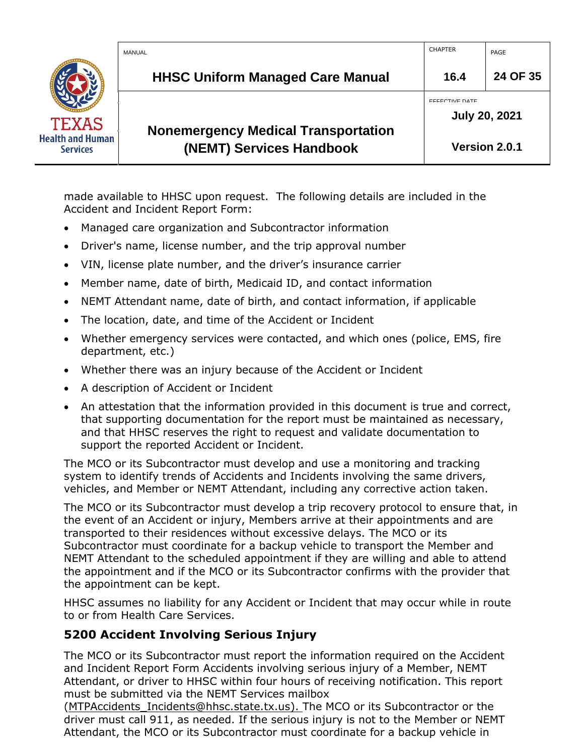made available to HHSC upon request.  The following details are included in the Accident and Incident Report Form:

- Managed care organization and Subcontractor information
- Driver's name, license number, and the trip approval number
- VIN, license plate number, and the driver's insurance carrier
- Member name, date of birth, Medicaid ID, and contact information
- NEMT Attendant name, date of birth, and contact information, if applicable
- The location, date, and time of the Accident or Incident
- Whether emergency services were contacted, and which ones (police, EMS, fire department, etc.)
- Whether there was an injury because of the Accident or Incident
- A description of Accident or Incident
- An attestation that the information provided in this document is true and correct, that supporting documentation for the report must be maintained as necessary, and that HHSC reserves the right to request and validate documentation to support the reported Accident or Incident.

The MCO or its Subcontractor must develop and use a monitoring and tracking system to identify trends of Accidents and Incidents involving the same drivers, vehicles, and Member or NEMT Attendant, including any corrective action taken.

The MCO or its Subcontractor must develop a trip recovery protocol to ensure that, in the event of an Accident or injury, Members arrive at their appointments and are transported to their residences without excessive delays. The MCO or its Subcontractor must coordinate for a backup vehicle to transport the Member and NEMT Attendant to the scheduled appointment if they are willing and able to attend the appointment and if the MCO or its Subcontractor confirms with the provider that the appointment can be kept.

HHSC assumes no liability for any Accident or Incident that may occur while in route to or from Health Care Services.

## 5200 Accident Involving Serious Injury

The MCO or its Subcontractor must report the information required on the Accident and Incident Report Form Accidents involving serious injury of a Member, NEMT Attendant, or driver to HHSC within four hours of receiving notification. This report must be submitted via the NEMT Services mailbox (MTPAccidents_Incidents@hhsc.state.tx.us). The MCO or its Subcontractor or the driver must call 911, as needed. If the serious injury is not to the Member or NEMT Attendant, the MCO or its Subcontractor must coordinate for a backup vehicle in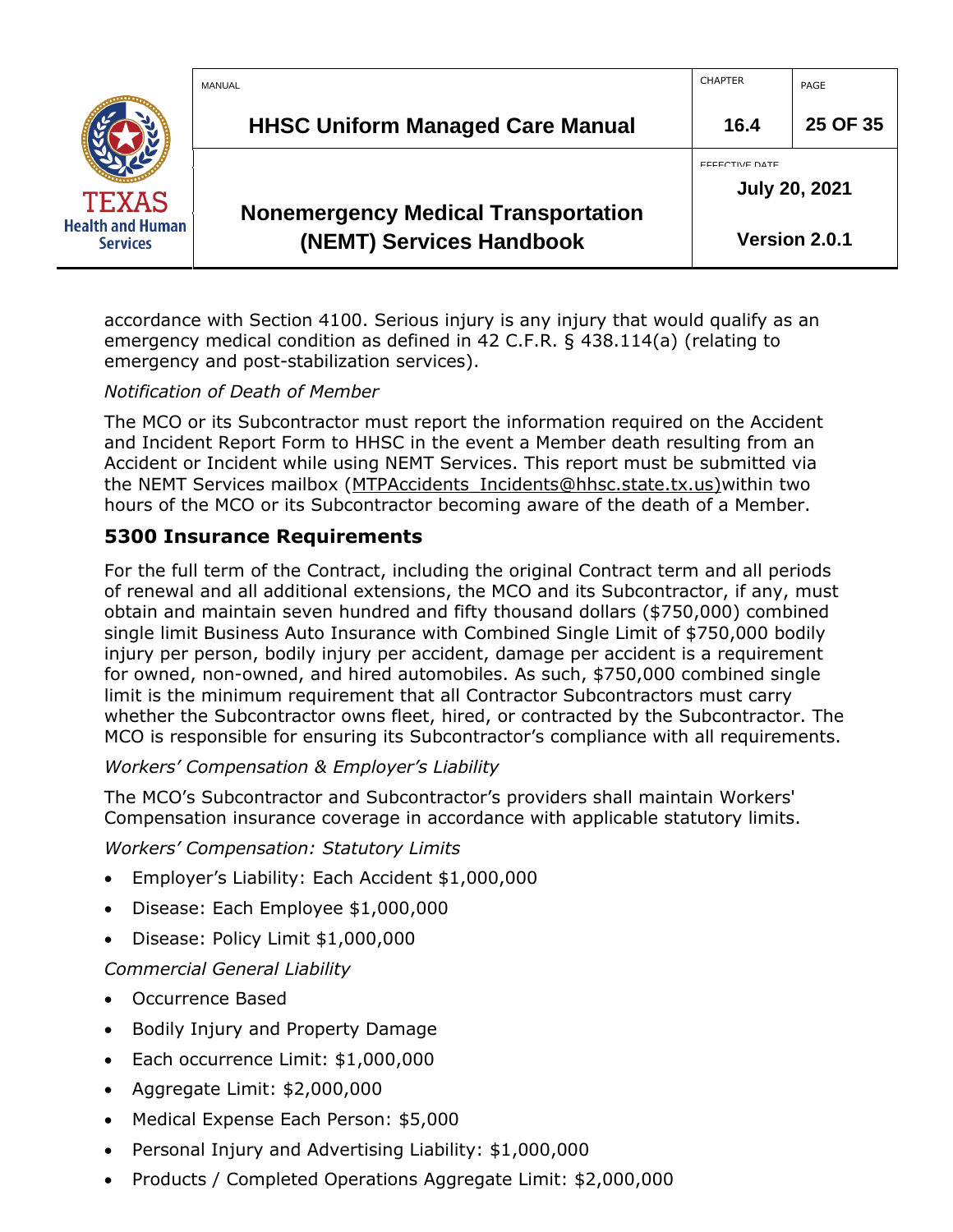accordance with Section 4100. Serious injury is any injury that would qualify as an emergency medical condition as defined in 42 C.F.R. § 438.114(a) (relating to emergency and post-stabilization services).

*Notification of Death of Member*

The MCO or its Subcontractor must report the information required on the Accident and Incident Report Form to HHSC in the event a Member death resulting from an Accident or Incident while using NEMT Services. This report must be submitted via the NEMT Services mailbox (MTPAccidents_Incidents@hhsc.state.tx.us)within two hours of the MCO or its Subcontractor becoming aware of the death of a Member.

## 5300 Insurance Requirements

For the full term of the Contract, including the original Contract term and all periods of renewal and all additional extensions, the MCO and its Subcontractor, if any, must obtain and maintain seven hundred and fifty thousand dollars ($750,000) combined single limit Business Auto Insurance with Combined Single Limit of $750,000 bodily injury per person, bodily injury per accident, damage per accident is a requirement for owned, non-owned, and hired automobiles. As such, $750,000 combined single limit is the minimum requirement that all Contractor Subcontractors must carry whether the Subcontractor owns fleet, hired, or contracted by the Subcontractor. The MCO is responsible for ensuring its Subcontractor's compliance with all requirements.

*Workers' Compensation & Employer's Liability*

The MCO's Subcontractor and Subcontractor's providers shall maintain Workers' Compensation insurance coverage in accordance with applicable statutory limits.

*Workers' Compensation: Statutory Limits*

- Employer's Liability: Each Accident $1,000,000
- Disease: Each Employee $1,000,000
- Disease: Policy Limit $1,000,000

*Commercial General Liability*

- Occurrence Based
- Bodily Injury and Property Damage
- Each occurrence Limit: $1,000,000
- Aggregate Limit: $2,000,000
- Medical Expense Each Person: $5,000
- Personal Injury and Advertising Liability: $1,000,000
- Products / Completed Operations Aggregate Limit: $2,000,000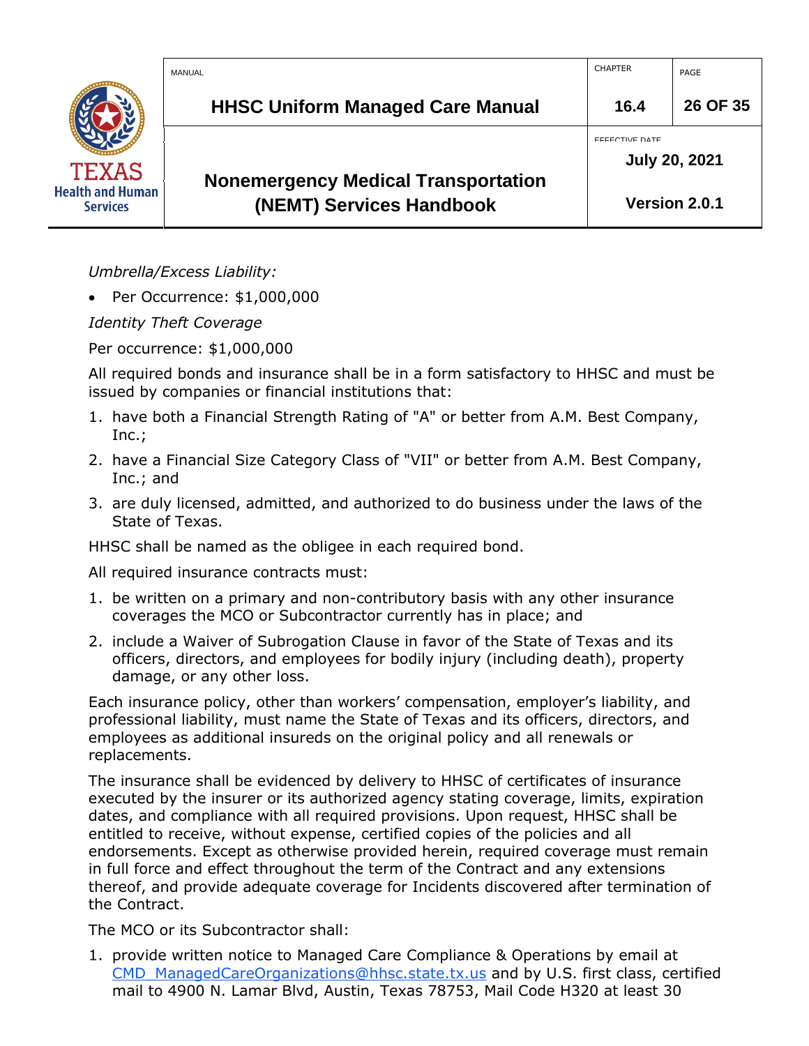*Umbrella/Excess Liability:*

- Per Occurrence: $1,000,000

*Identity Theft Coverage*

Per occurrence: $1,000,000

All required bonds and insurance shall be in a form satisfactory to HHSC and must be issued by companies or financial institutions that:

1. have both a Financial Strength Rating of "A" or better from A.M. Best Company, Inc.;
2. have a Financial Size Category Class of "VII" or better from A.M. Best Company, Inc.; and
3. are duly licensed, admitted, and authorized to do business under the laws of the State of Texas.

HHSC shall be named as the obligee in each required bond.

All required insurance contracts must:

1. be written on a primary and non-contributory basis with any other insurance coverages the MCO or Subcontractor currently has in place; and
2. include a Waiver of Subrogation Clause in favor of the State of Texas and its officers, directors, and employees for bodily injury (including death), property damage, or any other loss.

Each insurance policy, other than workers' compensation, employer's liability, and professional liability, must name the State of Texas and its officers, directors, and employees as additional insureds on the original policy and all renewals or replacements.

The insurance shall be evidenced by delivery to HHSC of certificates of insurance executed by the insurer or its authorized agency stating coverage, limits, expiration dates, and compliance with all required provisions. Upon request, HHSC shall be entitled to receive, without expense, certified copies of the policies and all endorsements. Except as otherwise provided herein, required coverage must remain in full force and effect throughout the term of the Contract and any extensions thereof, and provide adequate coverage for Incidents discovered after termination of the Contract.

The MCO or its Subcontractor shall:

1. provide written notice to Managed Care Compliance & Operations by email at CMD_ManagedCareOrganizations@hhsc.state.tx.us and by U.S. first class, certified mail to 4900 N. Lamar Blvd, Austin, Texas 78753, Mail Code H320 at least 30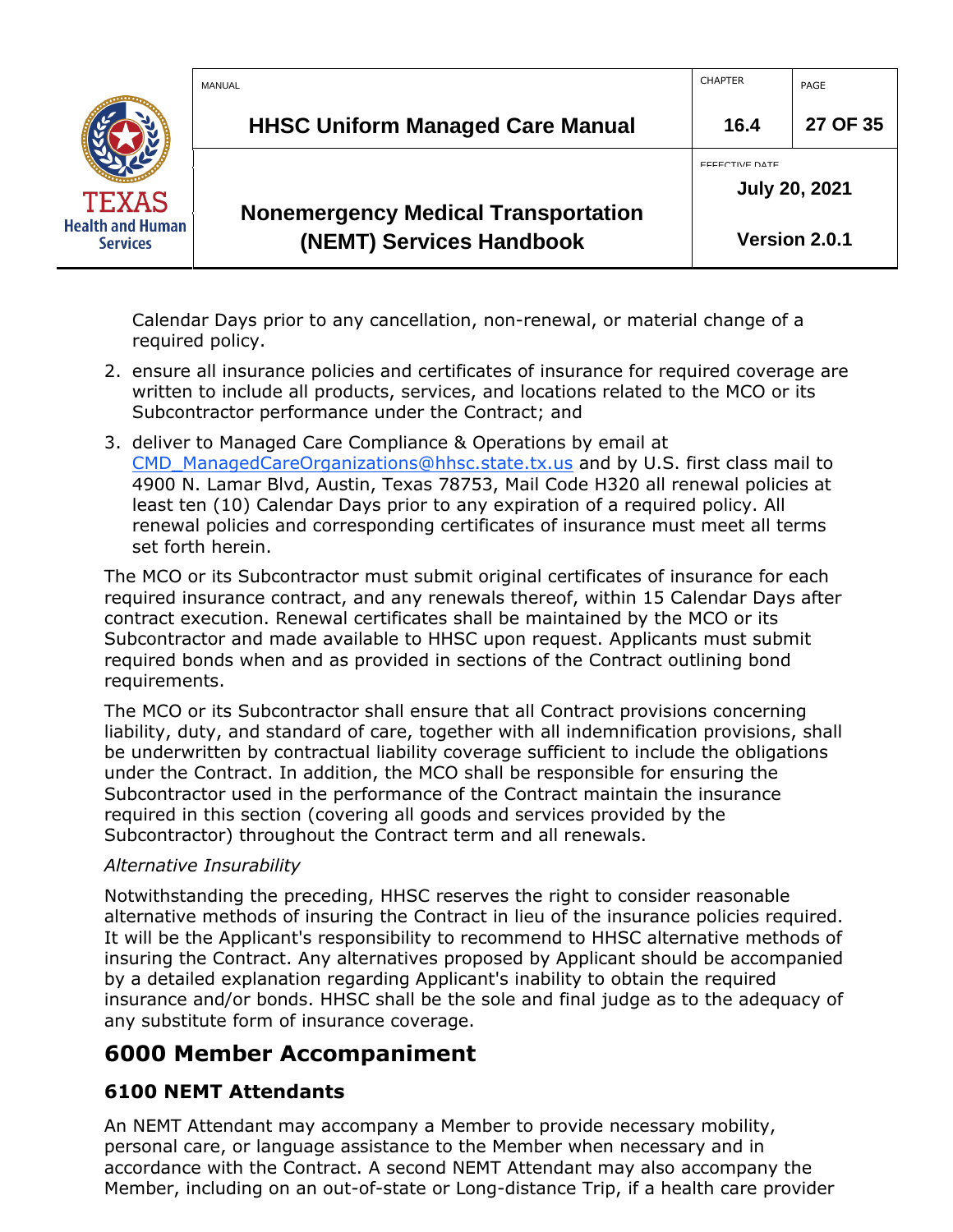Calendar Days prior to any cancellation, non-renewal, or material change of a required policy.

2. ensure all insurance policies and certificates of insurance for required coverage are written to include all products, services, and locations related to the MCO or its Subcontractor performance under the Contract; and
3. deliver to Managed Care Compliance & Operations by email at CMD_ManagedCareOrganizations@hhsc.state.tx.us and by U.S. first class mail to 4900 N. Lamar Blvd, Austin, Texas 78753, Mail Code H320 all renewal policies at least ten (10) Calendar Days prior to any expiration of a required policy. All renewal policies and corresponding certificates of insurance must meet all terms set forth herein.

The MCO or its Subcontractor must submit original certificates of insurance for each required insurance contract, and any renewals thereof, within 15 Calendar Days after contract execution. Renewal certificates shall be maintained by the MCO or its Subcontractor and made available to HHSC upon request. Applicants must submit required bonds when and as provided in sections of the Contract outlining bond requirements.

The MCO or its Subcontractor shall ensure that all Contract provisions concerning liability, duty, and standard of care, together with all indemnification provisions, shall be underwritten by contractual liability coverage sufficient to include the obligations under the Contract. In addition, the MCO shall be responsible for ensuring the Subcontractor used in the performance of the Contract maintain the insurance required in this section (covering all goods and services provided by the Subcontractor) throughout the Contract term and all renewals.

*Alternative Insurability*

Notwithstanding the preceding, HHSC reserves the right to consider reasonable alternative methods of insuring the Contract in lieu of the insurance policies required. It will be the Applicant's responsibility to recommend to HHSC alternative methods of insuring the Contract. Any alternatives proposed by Applicant should be accompanied by a detailed explanation regarding Applicant's inability to obtain the required insurance and/or bonds. HHSC shall be the sole and final judge as to the adequacy of any substitute form of insurance coverage.

# 6000 Member Accompaniment

## 6100 NEMT Attendants

An NEMT Attendant may accompany a Member to provide necessary mobility, personal care, or language assistance to the Member when necessary and in accordance with the Contract. A second NEMT Attendant may also accompany the Member, including on an out-of-state or Long-distance Trip, if a health care provider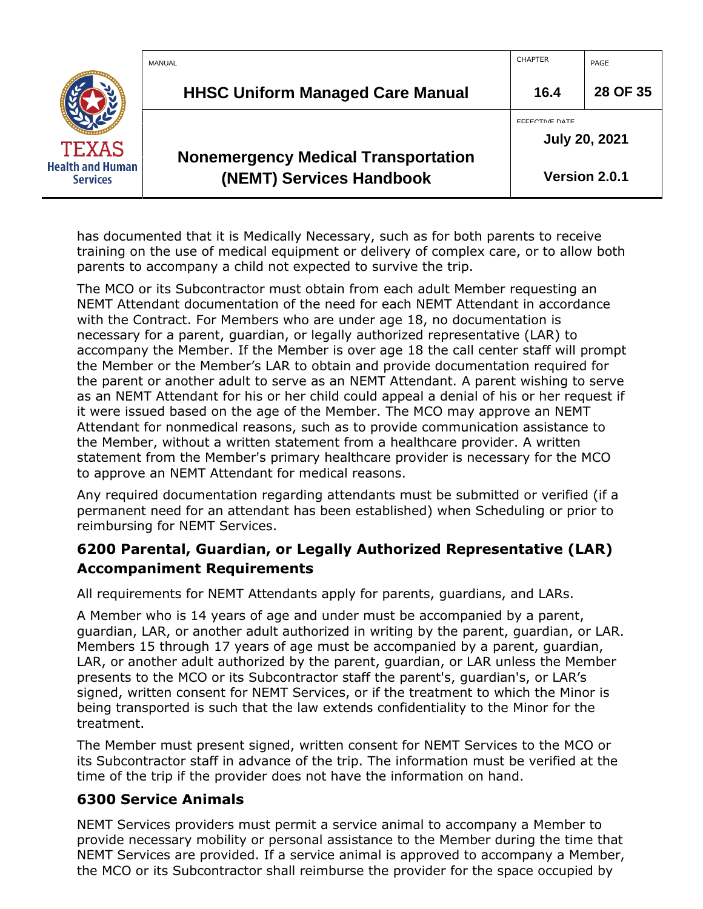has documented that it is Medically Necessary, such as for both parents to receive training on the use of medical equipment or delivery of complex care, or to allow both parents to accompany a child not expected to survive the trip.

The MCO or its Subcontractor must obtain from each adult Member requesting an NEMT Attendant documentation of the need for each NEMT Attendant in accordance with the Contract. For Members who are under age 18, no documentation is necessary for a parent, guardian, or legally authorized representative (LAR) to accompany the Member. If the Member is over age 18 the call center staff will prompt the Member or the Member's LAR to obtain and provide documentation required for the parent or another adult to serve as an NEMT Attendant. A parent wishing to serve as an NEMT Attendant for his or her child could appeal a denial of his or her request if it were issued based on the age of the Member. The MCO may approve an NEMT Attendant for nonmedical reasons, such as to provide communication assistance to the Member, without a written statement from a healthcare provider. A written statement from the Member's primary healthcare provider is necessary for the MCO to approve an NEMT Attendant for medical reasons.

Any required documentation regarding attendants must be submitted or verified (if a permanent need for an attendant has been established) when Scheduling or prior to reimbursing for NEMT Services.

## 6200 Parental, Guardian, or Legally Authorized Representative (LAR) Accompaniment Requirements

All requirements for NEMT Attendants apply for parents, guardians, and LARs.

A Member who is 14 years of age and under must be accompanied by a parent, guardian, LAR, or another adult authorized in writing by the parent, guardian, or LAR. Members 15 through 17 years of age must be accompanied by a parent, guardian, LAR, or another adult authorized by the parent, guardian, or LAR unless the Member presents to the MCO or its Subcontractor staff the parent's, guardian's, or LAR's signed, written consent for NEMT Services, or if the treatment to which the Minor is being transported is such that the law extends confidentiality to the Minor for the treatment.

The Member must present signed, written consent for NEMT Services to the MCO or its Subcontractor staff in advance of the trip. The information must be verified at the time of the trip if the provider does not have the information on hand.

## 6300 Service Animals

NEMT Services providers must permit a service animal to accompany a Member to provide necessary mobility or personal assistance to the Member during the time that NEMT Services are provided. If a service animal is approved to accompany a Member, the MCO or its Subcontractor shall reimburse the provider for the space occupied by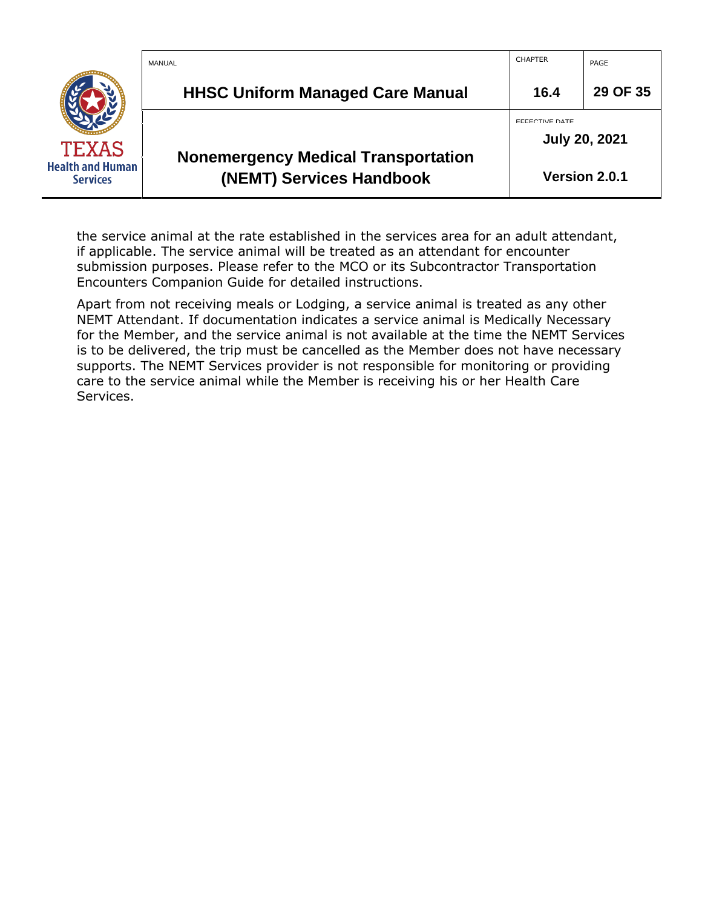the service animal at the rate established in the services area for an adult attendant, if applicable. The service animal will be treated as an attendant for encounter submission purposes. Please refer to the MCO or its Subcontractor Transportation Encounters Companion Guide for detailed instructions.

Apart from not receiving meals or Lodging, a service animal is treated as any other NEMT Attendant. If documentation indicates a service animal is Medically Necessary for the Member, and the service animal is not available at the time the NEMT Services is to be delivered, the trip must be cancelled as the Member does not have necessary supports. The NEMT Services provider is not responsible for monitoring or providing care to the service animal while the Member is receiving his or her Health Care Services.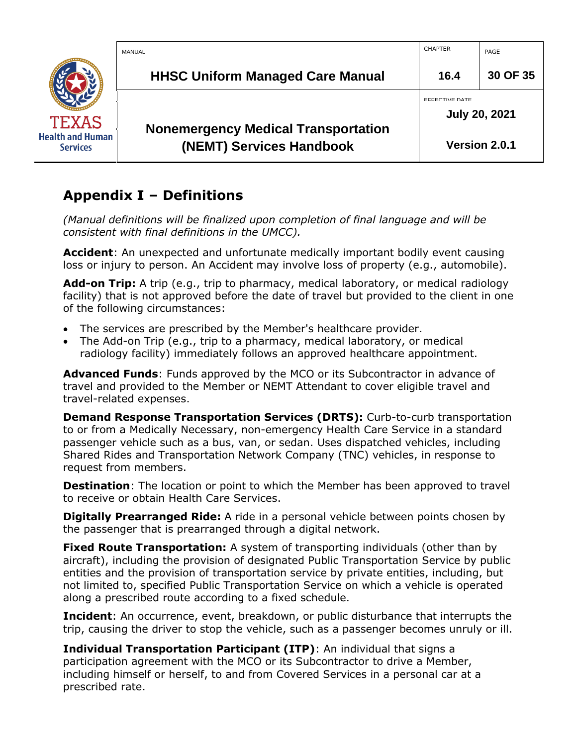# Appendix I – Definitions

*(Manual definitions will be finalized upon completion of final language and will be consistent with final definitions in the UMCC).*

**Accident**: An unexpected and unfortunate medically important bodily event causing loss or injury to person. An Accident may involve loss of property (e.g., automobile).

**Add-on Trip:** A trip (e.g., trip to pharmacy, medical laboratory, or medical radiology facility) that is not approved before the date of travel but provided to the client in one of the following circumstances:

- The services are prescribed by the Member's healthcare provider.
- The Add-on Trip (e.g., trip to a pharmacy, medical laboratory, or medical radiology facility) immediately follows an approved healthcare appointment.

**Advanced Funds**: Funds approved by the MCO or its Subcontractor in advance of travel and provided to the Member or NEMT Attendant to cover eligible travel and travel-related expenses.

**Demand Response Transportation Services (DRTS):** Curb-to-curb transportation to or from a Medically Necessary, non-emergency Health Care Service in a standard passenger vehicle such as a bus, van, or sedan. Uses dispatched vehicles, including Shared Rides and Transportation Network Company (TNC) vehicles, in response to request from members.

**Destination**: The location or point to which the Member has been approved to travel to receive or obtain Health Care Services.

**Digitally Prearranged Ride:** A ride in a personal vehicle between points chosen by the passenger that is prearranged through a digital network.

**Fixed Route Transportation:** A system of transporting individuals (other than by aircraft), including the provision of designated Public Transportation Service by public entities and the provision of transportation service by private entities, including, but not limited to, specified Public Transportation Service on which a vehicle is operated along a prescribed route according to a fixed schedule.

**Incident**: An occurrence, event, breakdown, or public disturbance that interrupts the trip, causing the driver to stop the vehicle, such as a passenger becomes unruly or ill.

**Individual Transportation Participant (ITP)**: An individual that signs a participation agreement with the MCO or its Subcontractor to drive a Member, including himself or herself, to and from Covered Services in a personal car at a prescribed rate.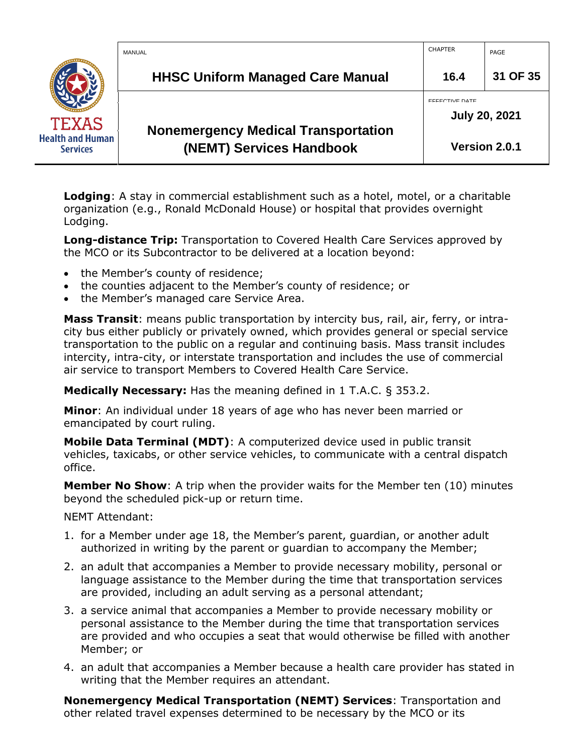**Lodging**: A stay in commercial establishment such as a hotel, motel, or a charitable organization (e.g., Ronald McDonald House) or hospital that provides overnight Lodging.

**Long-distance Trip:** Transportation to Covered Health Care Services approved by the MCO or its Subcontractor to be delivered at a location beyond:

- the Member's county of residence;
- the counties adjacent to the Member's county of residence; or
- the Member's managed care Service Area.

**Mass Transit**: means public transportation by intercity bus, rail, air, ferry, or intra-city bus either publicly or privately owned, which provides general or special service transportation to the public on a regular and continuing basis. Mass transit includes intercity, intra-city, or interstate transportation and includes the use of commercial air service to transport Members to Covered Health Care Service.

**Medically Necessary:** Has the meaning defined in 1 T.A.C. § 353.2.

**Minor**: An individual under 18 years of age who has never been married or emancipated by court ruling.

**Mobile Data Terminal (MDT)**: A computerized device used in public transit vehicles, taxicabs, or other service vehicles, to communicate with a central dispatch office.

**Member No Show**: A trip when the provider waits for the Member ten (10) minutes beyond the scheduled pick-up or return time.

NEMT Attendant:

1. for a Member under age 18, the Member's parent, guardian, or another adult authorized in writing by the parent or guardian to accompany the Member;
2. an adult that accompanies a Member to provide necessary mobility, personal or language assistance to the Member during the time that transportation services are provided, including an adult serving as a personal attendant;
3. a service animal that accompanies a Member to provide necessary mobility or personal assistance to the Member during the time that transportation services are provided and who occupies a seat that would otherwise be filled with another Member; or
4. an adult that accompanies a Member because a health care provider has stated in writing that the Member requires an attendant.

**Nonemergency Medical Transportation (NEMT) Services**: Transportation and other related travel expenses determined to be necessary by the MCO or its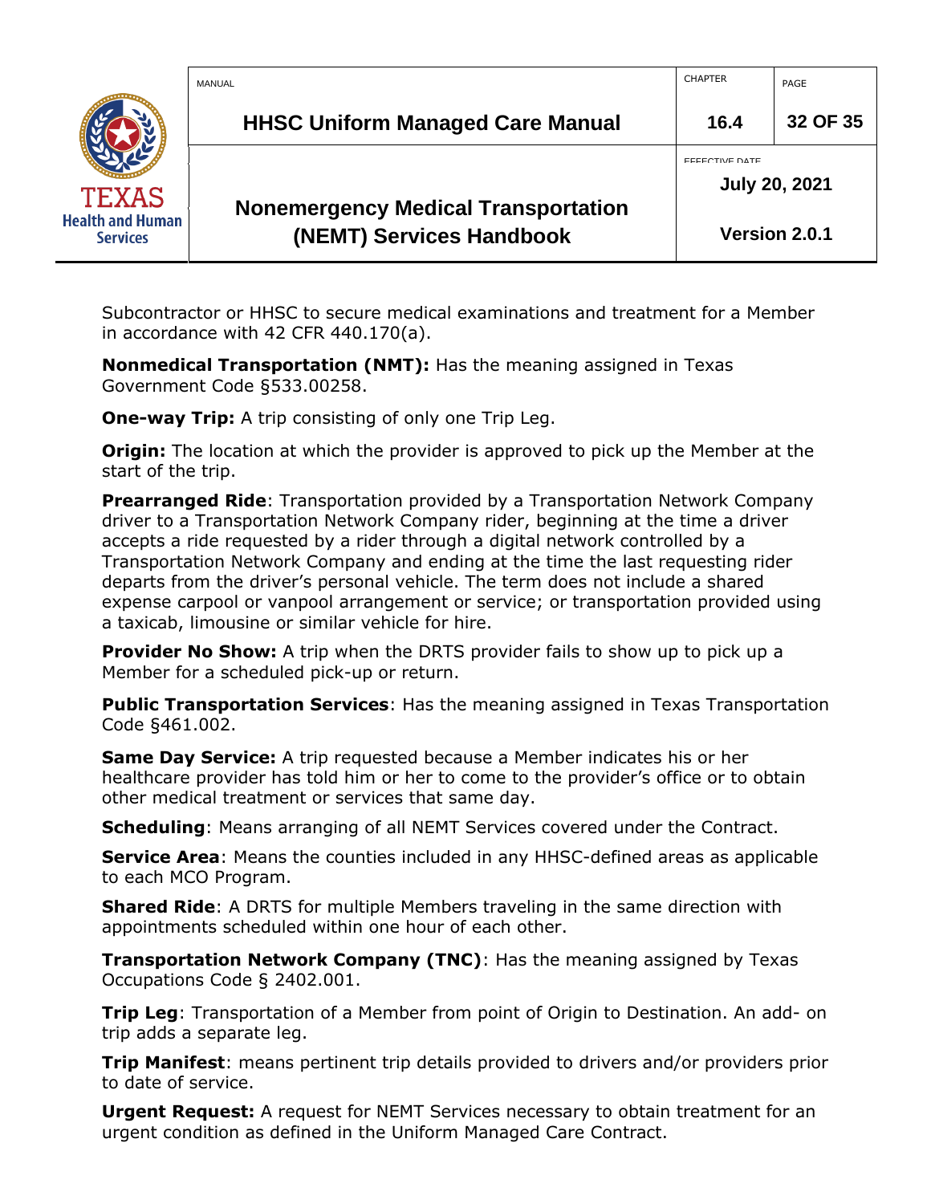Subcontractor or HHSC to secure medical examinations and treatment for a Member in accordance with 42 CFR 440.170(a).

**Nonmedical Transportation (NMT):** Has the meaning assigned in Texas Government Code §533.00258.

**One-way Trip:** A trip consisting of only one Trip Leg.

**Origin:** The location at which the provider is approved to pick up the Member at the start of the trip.

**Prearranged Ride**: Transportation provided by a Transportation Network Company driver to a Transportation Network Company rider, beginning at the time a driver accepts a ride requested by a rider through a digital network controlled by a Transportation Network Company and ending at the time the last requesting rider departs from the driver's personal vehicle. The term does not include a shared expense carpool or vanpool arrangement or service; or transportation provided using a taxicab, limousine or similar vehicle for hire.

**Provider No Show:** A trip when the DRTS provider fails to show up to pick up a Member for a scheduled pick-up or return.

**Public Transportation Services**: Has the meaning assigned in Texas Transportation Code §461.002.

**Same Day Service:** A trip requested because a Member indicates his or her healthcare provider has told him or her to come to the provider's office or to obtain other medical treatment or services that same day.

**Scheduling**: Means arranging of all NEMT Services covered under the Contract.

**Service Area**: Means the counties included in any HHSC-defined areas as applicable to each MCO Program.

**Shared Ride**: A DRTS for multiple Members traveling in the same direction with appointments scheduled within one hour of each other.

**Transportation Network Company (TNC)**: Has the meaning assigned by Texas Occupations Code § 2402.001.

**Trip Leg**: Transportation of a Member from point of Origin to Destination. An add- on trip adds a separate leg.

**Trip Manifest**: means pertinent trip details provided to drivers and/or providers prior to date of service.

**Urgent Request:** A request for NEMT Services necessary to obtain treatment for an urgent condition as defined in the Uniform Managed Care Contract.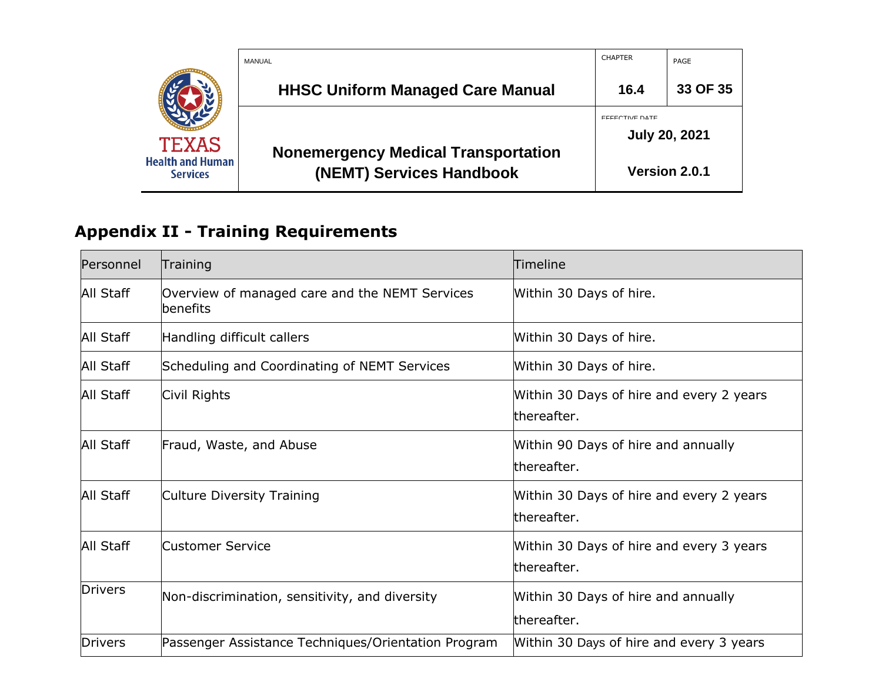## Appendix II - Training Requirements

| Personnel | Training | Timeline |
|---|---|---|
| All Staff | Overview of managed care and the NEMT Services benefits | Within 30 Days of hire. |
| All Staff | Handling difficult callers | Within 30 Days of hire. |
| All Staff | Scheduling and Coordinating of NEMT Services | Within 30 Days of hire. |
| All Staff | Civil Rights | Within 30 Days of hire and every 2 years thereafter. |
| All Staff | Fraud, Waste, and Abuse | Within 90 Days of hire and annually thereafter. |
| All Staff | Culture Diversity Training | Within 30 Days of hire and every 2 years thereafter. |
| All Staff | Customer Service | Within 30 Days of hire and every 3 years thereafter. |
| Drivers | Non-discrimination, sensitivity, and diversity | Within 30 Days of hire and annually thereafter. |
| Drivers | Passenger Assistance Techniques/Orientation Program | Within 30 Days of hire and every 3 years |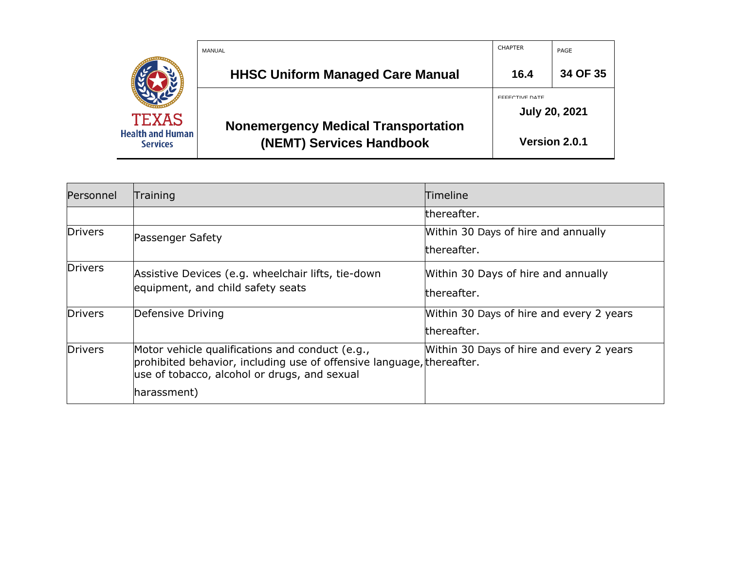| Personnel | Training | Timeline |
| --- | --- | --- |
| | | thereafter. |
| Drivers | Passenger Safety | Within 30 Days of hire and annually thereafter. |
| Drivers | Assistive Devices (e.g. wheelchair lifts, tie-down equipment, and child safety seats | Within 30 Days of hire and annually thereafter. |
| Drivers | Defensive Driving | Within 30 Days of hire and every 2 years thereafter. |
| Drivers | Motor vehicle qualifications and conduct (e.g., prohibited behavior, including use of offensive language, use of tobacco, alcohol or drugs, and sexual harassment) | Within 30 Days of hire and every 2 years thereafter. |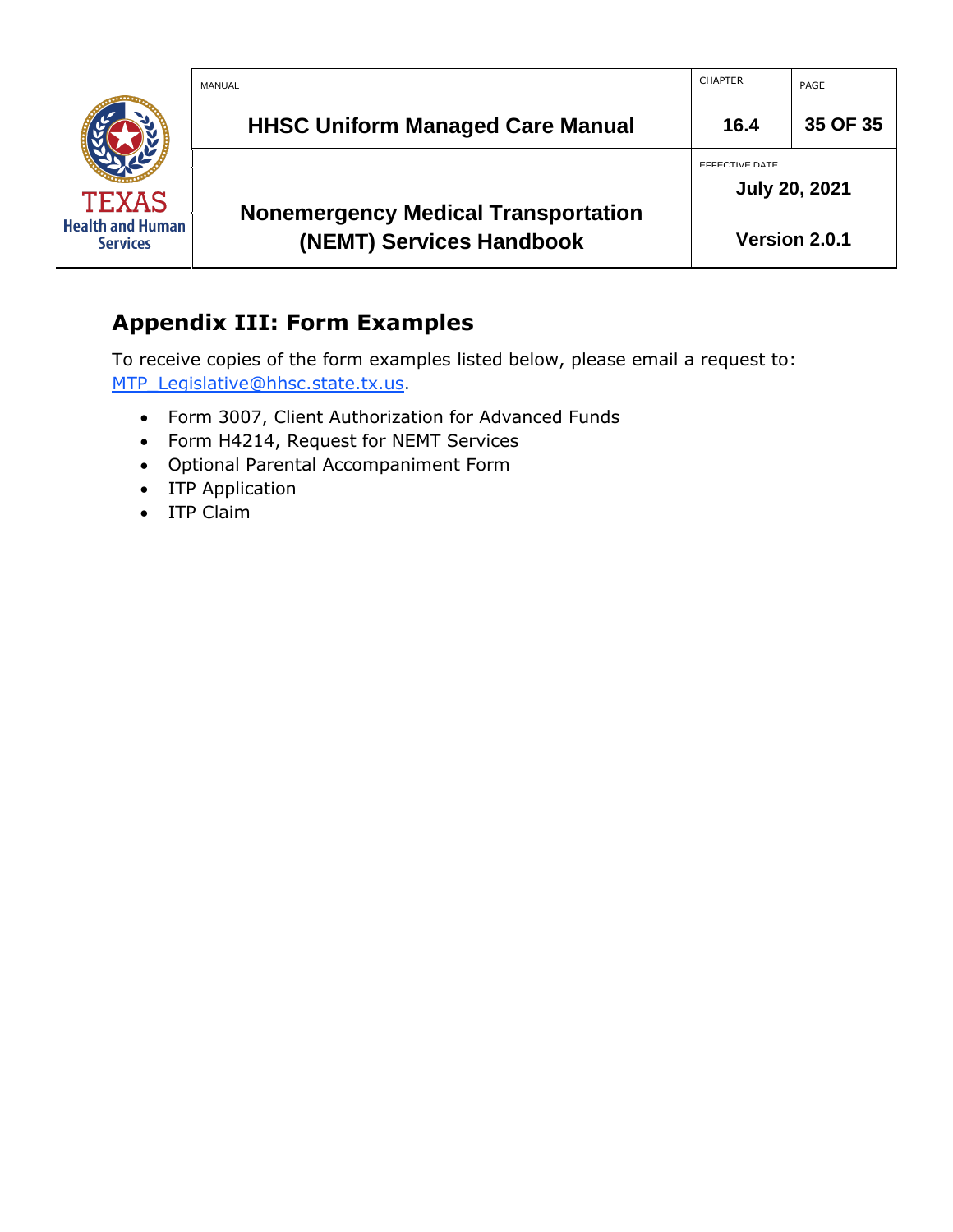## Appendix III: Form Examples

To receive copies of the form examples listed below, please email a request to: MTP_Legislative@hhsc.state.tx.us.

- Form 3007, Client Authorization for Advanced Funds
- Form H4214, Request for NEMT Services
- Optional Parental Accompaniment Form
- ITP Application
- ITP Claim